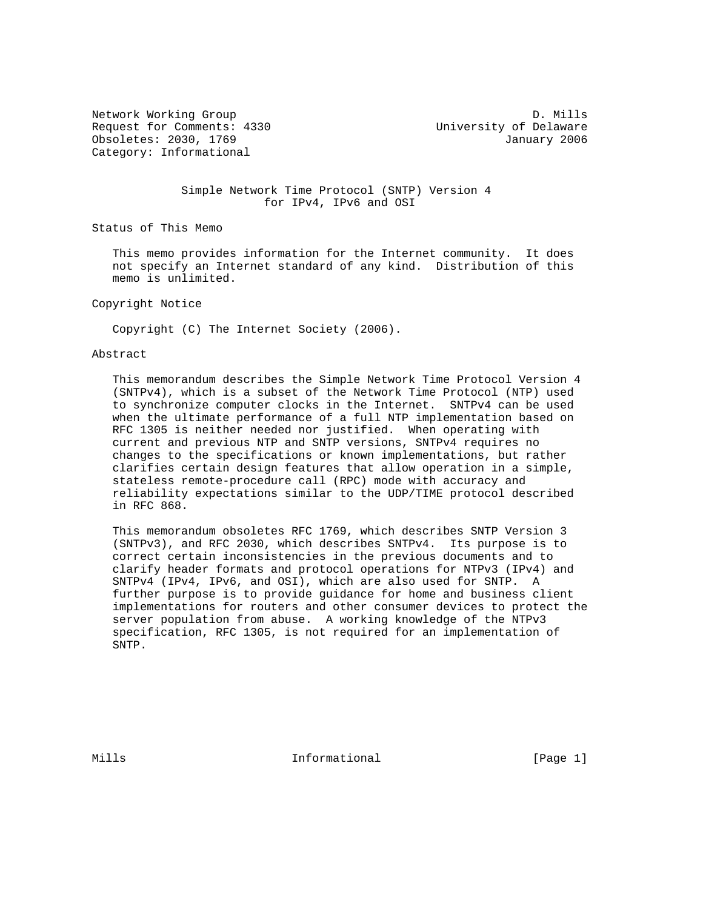Network Working Group D. Mills
Request for Comments: 4330 University of Delaware
Obsoletes: 2030, 1769 January 2006
Category: Informational

# Simple Network Time Protocol (SNTP) Version 4 for IPv4, IPv6 and OSI

## Status of This Memo

This memo provides information for the Internet community. It does not specify an Internet standard of any kind. Distribution of this memo is unlimited.

## Copyright Notice

Copyright (C) The Internet Society (2006).

## Abstract

This memorandum describes the Simple Network Time Protocol Version 4 (SNTPv4), which is a subset of the Network Time Protocol (NTP) used to synchronize computer clocks in the Internet. SNTPv4 can be used when the ultimate performance of a full NTP implementation based on RFC 1305 is neither needed nor justified. When operating with current and previous NTP and SNTP versions, SNTPv4 requires no changes to the specifications or known implementations, but rather clarifies certain design features that allow operation in a simple, stateless remote-procedure call (RPC) mode with accuracy and reliability expectations similar to the UDP/TIME protocol described in RFC 868.

This memorandum obsoletes RFC 1769, which describes SNTP Version 3 (SNTPv3), and RFC 2030, which describes SNTPv4. Its purpose is to correct certain inconsistencies in the previous documents and to clarify header formats and protocol operations for NTPv3 (IPv4) and SNTPv4 (IPv4, IPv6, and OSI), which are also used for SNTP. A further purpose is to provide guidance for home and business client implementations for routers and other consumer devices to protect the server population from abuse. A working knowledge of the NTPv3 specification, RFC 1305, is not required for an implementation of SNTP.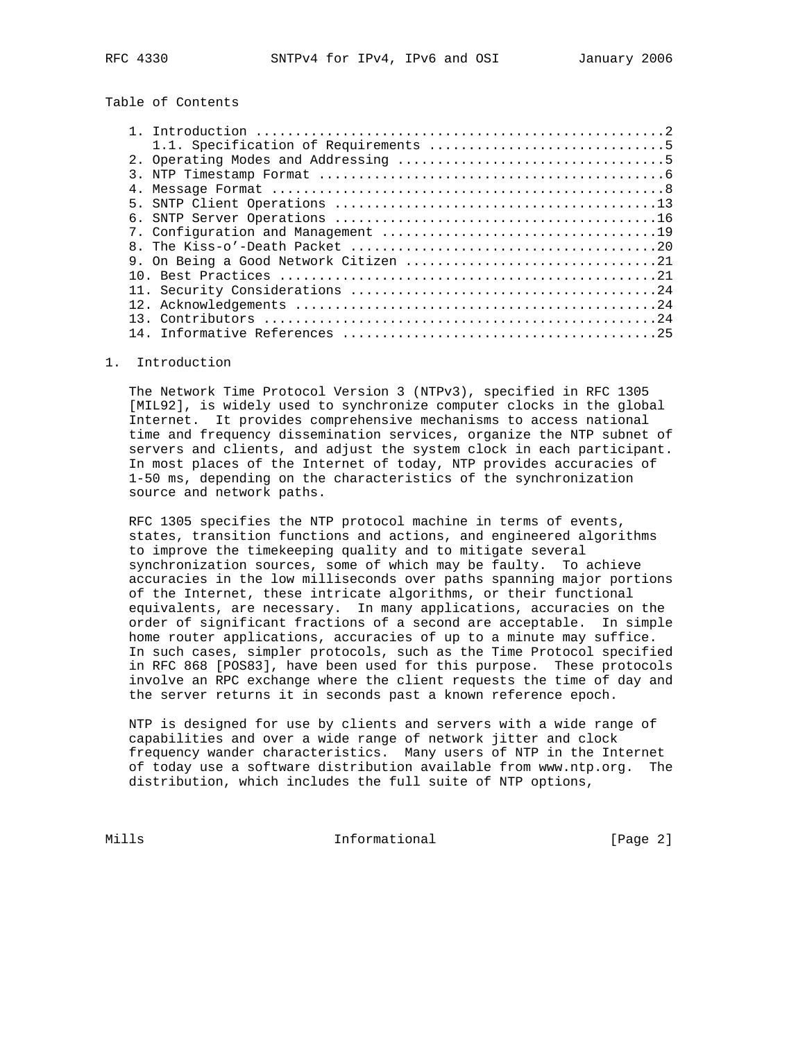Table of Contents

```
   1. Introduction ....................................................2
      1.1. Specification of Requirements ..............................5
   2. Operating Modes and Addressing ..................................5
   3. NTP Timestamp Format ............................................6
   4. Message Format ..................................................8
   5. SNTP Client Operations .........................................13
   6. SNTP Server Operations .........................................16
   7. Configuration and Management ...................................19
   8. The Kiss-o'-Death Packet .......................................20
   9. On Being a Good Network Citizen ................................21
   10. Best Practices ................................................21
   11. Security Considerations .......................................24
   12. Acknowledgements ..............................................24
   13. Contributors ..................................................24
   14. Informative References ........................................25
```

## 1. Introduction

The Network Time Protocol Version 3 (NTPv3), specified in RFC 1305 [MIL92], is widely used to synchronize computer clocks in the global Internet. It provides comprehensive mechanisms to access national time and frequency dissemination services, organize the NTP subnet of servers and clients, and adjust the system clock in each participant. In most places of the Internet of today, NTP provides accuracies of 1-50 ms, depending on the characteristics of the synchronization source and network paths.

RFC 1305 specifies the NTP protocol machine in terms of events, states, transition functions and actions, and engineered algorithms to improve the timekeeping quality and to mitigate several synchronization sources, some of which may be faulty. To achieve accuracies in the low milliseconds over paths spanning major portions of the Internet, these intricate algorithms, or their functional equivalents, are necessary. In many applications, accuracies on the order of significant fractions of a second are acceptable. In simple home router applications, accuracies of up to a minute may suffice. In such cases, simpler protocols, such as the Time Protocol specified in RFC 868 [POS83], have been used for this purpose. These protocols involve an RPC exchange where the client requests the time of day and the server returns it in seconds past a known reference epoch.

NTP is designed for use by clients and servers with a wide range of capabilities and over a wide range of network jitter and clock frequency wander characteristics. Many users of NTP in the Internet of today use a software distribution available from www.ntp.org. The distribution, which includes the full suite of NTP options,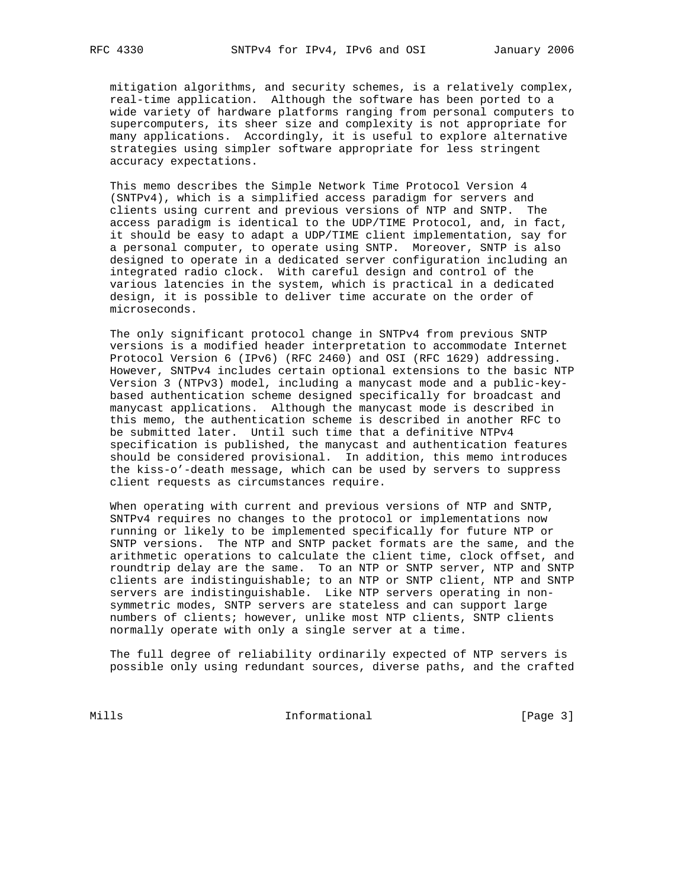mitigation algorithms, and security schemes, is a relatively complex, real-time application. Although the software has been ported to a wide variety of hardware platforms ranging from personal computers to supercomputers, its sheer size and complexity is not appropriate for many applications. Accordingly, it is useful to explore alternative strategies using simpler software appropriate for less stringent accuracy expectations.

This memo describes the Simple Network Time Protocol Version 4 (SNTPv4), which is a simplified access paradigm for servers and clients using current and previous versions of NTP and SNTP. The access paradigm is identical to the UDP/TIME Protocol, and, in fact, it should be easy to adapt a UDP/TIME client implementation, say for a personal computer, to operate using SNTP. Moreover, SNTP is also designed to operate in a dedicated server configuration including an integrated radio clock. With careful design and control of the various latencies in the system, which is practical in a dedicated design, it is possible to deliver time accurate on the order of microseconds.

The only significant protocol change in SNTPv4 from previous SNTP versions is a modified header interpretation to accommodate Internet Protocol Version 6 (IPv6) (RFC 2460) and OSI (RFC 1629) addressing. However, SNTPv4 includes certain optional extensions to the basic NTP Version 3 (NTPv3) model, including a manycast mode and a public-key-based authentication scheme designed specifically for broadcast and manycast applications. Although the manycast mode is described in this memo, the authentication scheme is described in another RFC to be submitted later. Until such time that a definitive NTPv4 specification is published, the manycast and authentication features should be considered provisional. In addition, this memo introduces the kiss-o'-death message, which can be used by servers to suppress client requests as circumstances require.

When operating with current and previous versions of NTP and SNTP, SNTPv4 requires no changes to the protocol or implementations now running or likely to be implemented specifically for future NTP or SNTP versions. The NTP and SNTP packet formats are the same, and the arithmetic operations to calculate the client time, clock offset, and roundtrip delay are the same. To an NTP or SNTP server, NTP and SNTP clients are indistinguishable; to an NTP or SNTP client, NTP and SNTP servers are indistinguishable. Like NTP servers operating in non-symmetric modes, SNTP servers are stateless and can support large numbers of clients; however, unlike most NTP clients, SNTP clients normally operate with only a single server at a time.

The full degree of reliability ordinarily expected of NTP servers is possible only using redundant sources, diverse paths, and the crafted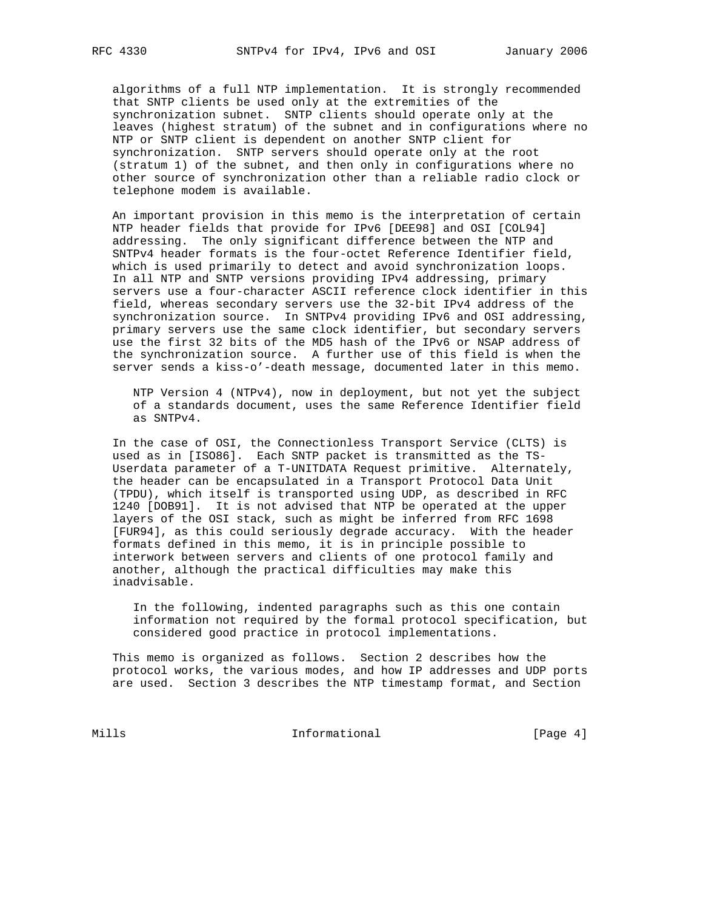algorithms of a full NTP implementation. It is strongly recommended that SNTP clients be used only at the extremities of the synchronization subnet. SNTP clients should operate only at the leaves (highest stratum) of the subnet and in configurations where no NTP or SNTP client is dependent on another SNTP client for synchronization. SNTP servers should operate only at the root (stratum 1) of the subnet, and then only in configurations where no other source of synchronization other than a reliable radio clock or telephone modem is available.

An important provision in this memo is the interpretation of certain NTP header fields that provide for IPv6 [DEE98] and OSI [COL94] addressing. The only significant difference between the NTP and SNTPv4 header formats is the four-octet Reference Identifier field, which is used primarily to detect and avoid synchronization loops. In all NTP and SNTP versions providing IPv4 addressing, primary servers use a four-character ASCII reference clock identifier in this field, whereas secondary servers use the 32-bit IPv4 address of the synchronization source. In SNTPv4 providing IPv6 and OSI addressing, primary servers use the same clock identifier, but secondary servers use the first 32 bits of the MD5 hash of the IPv6 or NSAP address of the synchronization source. A further use of this field is when the server sends a kiss-o'-death message, documented later in this memo.

> NTP Version 4 (NTPv4), now in deployment, but not yet the subject of a standards document, uses the same Reference Identifier field as SNTPv4.

In the case of OSI, the Connectionless Transport Service (CLTS) is used as in [ISO86]. Each SNTP packet is transmitted as the TS-Userdata parameter of a T-UNITDATA Request primitive. Alternately, the header can be encapsulated in a Transport Protocol Data Unit (TPDU), which itself is transported using UDP, as described in RFC 1240 [DOB91]. It is not advised that NTP be operated at the upper layers of the OSI stack, such as might be inferred from RFC 1698 [FUR94], as this could seriously degrade accuracy. With the header formats defined in this memo, it is in principle possible to interwork between servers and clients of one protocol family and another, although the practical difficulties may make this inadvisable.

> In the following, indented paragraphs such as this one contain information not required by the formal protocol specification, but considered good practice in protocol implementations.

This memo is organized as follows. Section 2 describes how the protocol works, the various modes, and how IP addresses and UDP ports are used. Section 3 describes the NTP timestamp format, and Section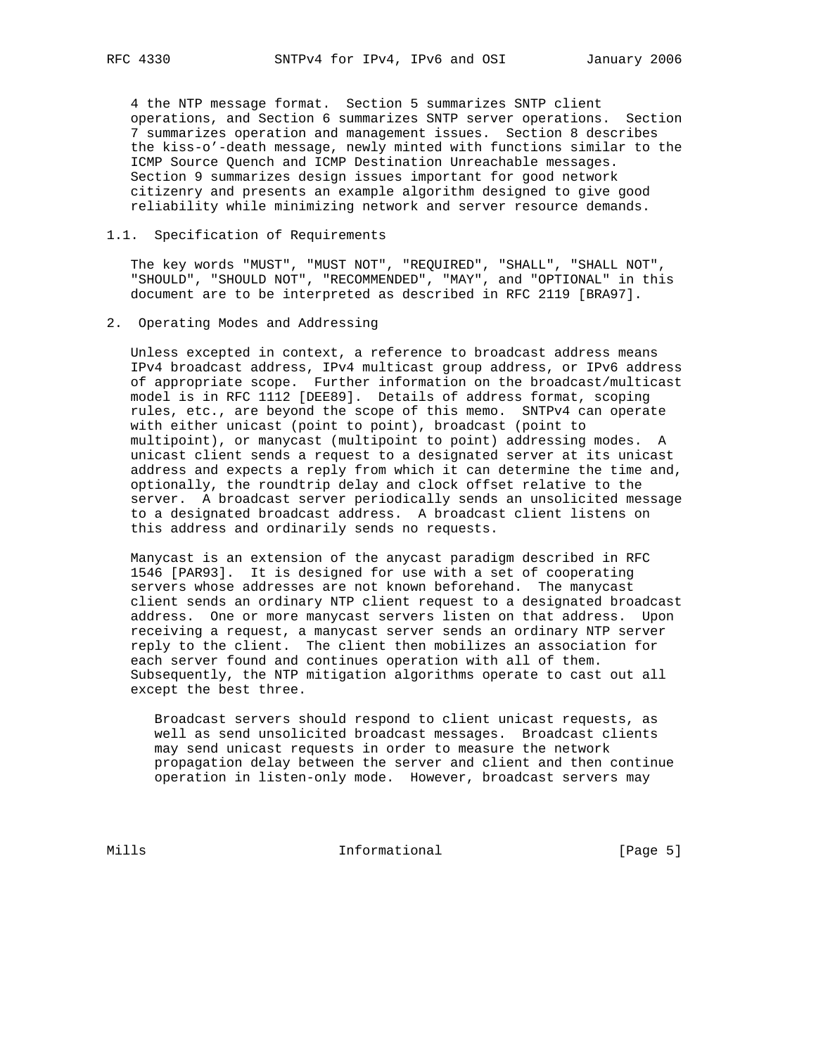4 the NTP message format. Section 5 summarizes SNTP client operations, and Section 6 summarizes SNTP server operations. Section 7 summarizes operation and management issues. Section 8 describes the kiss-o'-death message, newly minted with functions similar to the ICMP Source Quench and ICMP Destination Unreachable messages. Section 9 summarizes design issues important for good network citizenry and presents an example algorithm designed to give good reliability while minimizing network and server resource demands.

### 1.1. Specification of Requirements

The key words "MUST", "MUST NOT", "REQUIRED", "SHALL", "SHALL NOT", "SHOULD", "SHOULD NOT", "RECOMMENDED", "MAY", and "OPTIONAL" in this document are to be interpreted as described in RFC 2119 [BRA97].

## 2. Operating Modes and Addressing

Unless excepted in context, a reference to broadcast address means IPv4 broadcast address, IPv4 multicast group address, or IPv6 address of appropriate scope. Further information on the broadcast/multicast model is in RFC 1112 [DEE89]. Details of address format, scoping rules, etc., are beyond the scope of this memo. SNTPv4 can operate with either unicast (point to point), broadcast (point to multipoint), or manycast (multipoint to point) addressing modes. A unicast client sends a request to a designated server at its unicast address and expects a reply from which it can determine the time and, optionally, the roundtrip delay and clock offset relative to the server. A broadcast server periodically sends an unsolicited message to a designated broadcast address. A broadcast client listens on this address and ordinarily sends no requests.

Manycast is an extension of the anycast paradigm described in RFC 1546 [PAR93]. It is designed for use with a set of cooperating servers whose addresses are not known beforehand. The manycast client sends an ordinary NTP client request to a designated broadcast address. One or more manycast servers listen on that address. Upon receiving a request, a manycast server sends an ordinary NTP server reply to the client. The client then mobilizes an association for each server found and continues operation with all of them. Subsequently, the NTP mitigation algorithms operate to cast out all except the best three.

> Broadcast servers should respond to client unicast requests, as well as send unsolicited broadcast messages. Broadcast clients may send unicast requests in order to measure the network propagation delay between the server and client and then continue operation in listen-only mode. However, broadcast servers may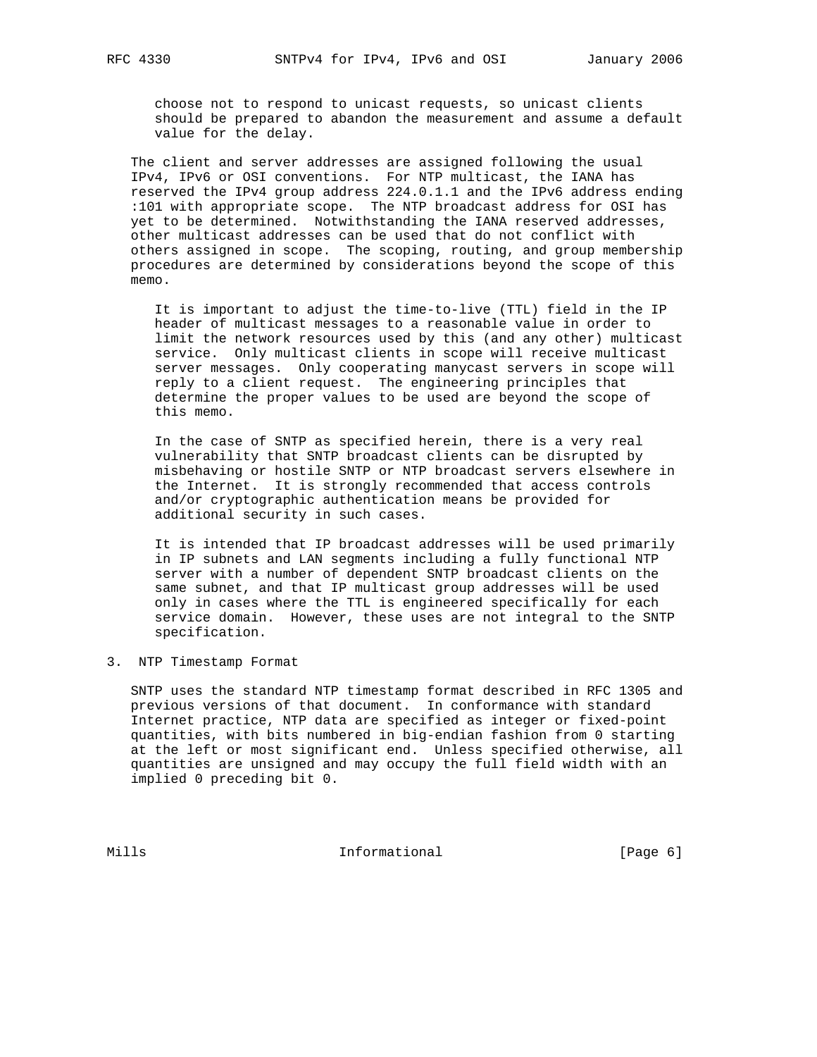choose not to respond to unicast requests, so unicast clients should be prepared to abandon the measurement and assume a default value for the delay.

The client and server addresses are assigned following the usual IPv4, IPv6 or OSI conventions. For NTP multicast, the IANA has reserved the IPv4 group address 224.0.1.1 and the IPv6 address ending :101 with appropriate scope. The NTP broadcast address for OSI has yet to be determined. Notwithstanding the IANA reserved addresses, other multicast addresses can be used that do not conflict with others assigned in scope. The scoping, routing, and group membership procedures are determined by considerations beyond the scope of this memo.

It is important to adjust the time-to-live (TTL) field in the IP header of multicast messages to a reasonable value in order to limit the network resources used by this (and any other) multicast service. Only multicast clients in scope will receive multicast server messages. Only cooperating manycast servers in scope will reply to a client request. The engineering principles that determine the proper values to be used are beyond the scope of this memo.

In the case of SNTP as specified herein, there is a very real vulnerability that SNTP broadcast clients can be disrupted by misbehaving or hostile SNTP or NTP broadcast servers elsewhere in the Internet. It is strongly recommended that access controls and/or cryptographic authentication means be provided for additional security in such cases.

It is intended that IP broadcast addresses will be used primarily in IP subnets and LAN segments including a fully functional NTP server with a number of dependent SNTP broadcast clients on the same subnet, and that IP multicast group addresses will be used only in cases where the TTL is engineered specifically for each service domain. However, these uses are not integral to the SNTP specification.

## 3. NTP Timestamp Format

SNTP uses the standard NTP timestamp format described in RFC 1305 and previous versions of that document. In conformance with standard Internet practice, NTP data are specified as integer or fixed-point quantities, with bits numbered in big-endian fashion from 0 starting at the left or most significant end. Unless specified otherwise, all quantities are unsigned and may occupy the full field width with an implied 0 preceding bit 0.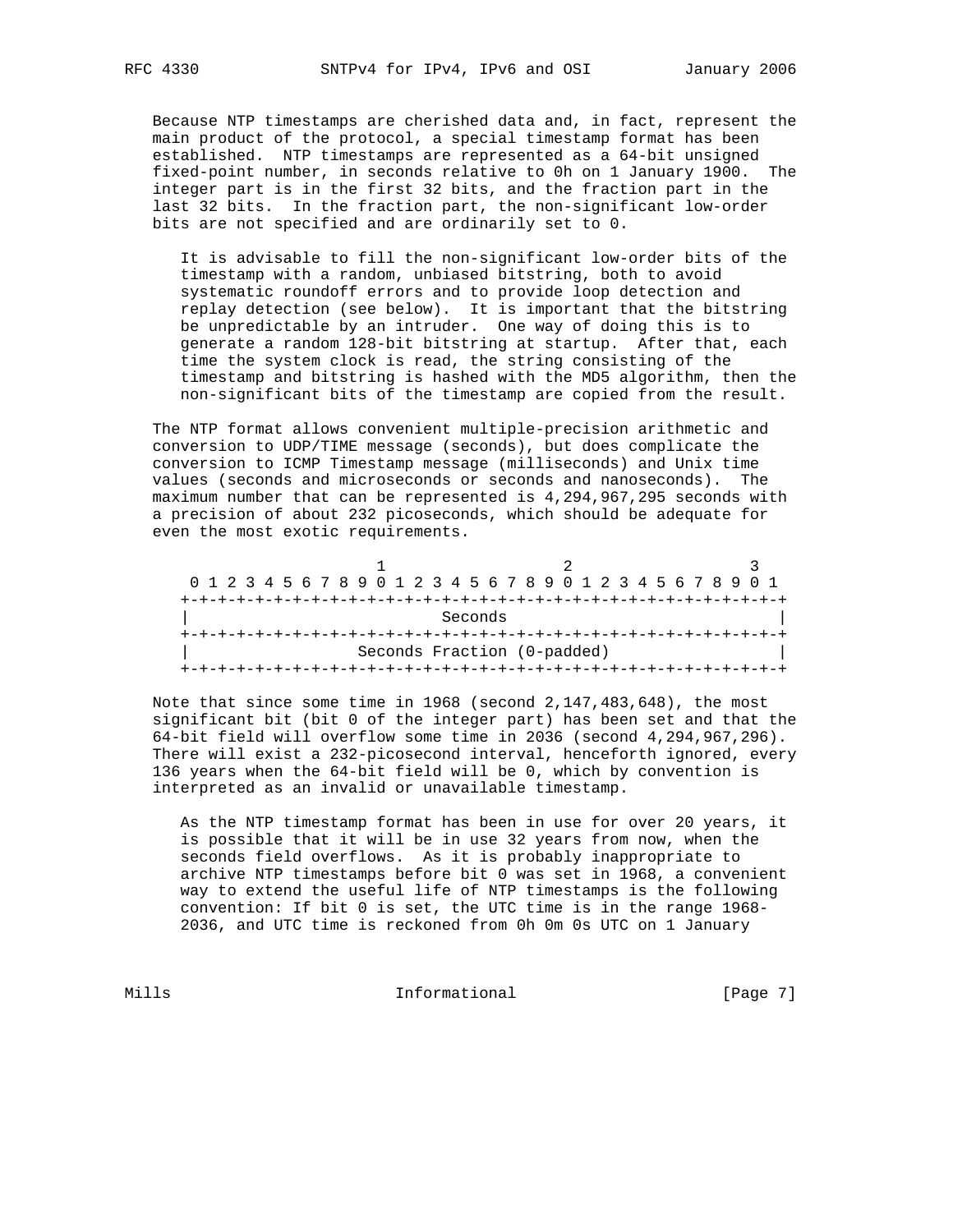Because NTP timestamps are cherished data and, in fact, represent the main product of the protocol, a special timestamp format has been established. NTP timestamps are represented as a 64-bit unsigned fixed-point number, in seconds relative to 0h on 1 January 1900. The integer part is in the first 32 bits, and the fraction part in the last 32 bits. In the fraction part, the non-significant low-order bits are not specified and are ordinarily set to 0.

> It is advisable to fill the non-significant low-order bits of the timestamp with a random, unbiased bitstring, both to avoid systematic roundoff errors and to provide loop detection and replay detection (see below). It is important that the bitstring be unpredictable by an intruder. One way of doing this is to generate a random 128-bit bitstring at startup. After that, each time the system clock is read, the string consisting of the timestamp and bitstring is hashed with the MD5 algorithm, then the non-significant bits of the timestamp are copied from the result.

The NTP format allows convenient multiple-precision arithmetic and conversion to UDP/TIME message (seconds), but does complicate the conversion to ICMP Timestamp message (milliseconds) and Unix time values (seconds and microseconds or seconds and nanoseconds). The maximum number that can be represented is 4,294,967,295 seconds with a precision of about 232 picoseconds, which should be adequate for even the most exotic requirements.

```
                     1                   2                   3
 0 1 2 3 4 5 6 7 8 9 0 1 2 3 4 5 6 7 8 9 0 1 2 3 4 5 6 7 8 9 0 1
+-+-+-+-+-+-+-+-+-+-+-+-+-+-+-+-+-+-+-+-+-+-+-+-+-+-+-+-+-+-+-+-+
|                           Seconds                             |
+-+-+-+-+-+-+-+-+-+-+-+-+-+-+-+-+-+-+-+-+-+-+-+-+-+-+-+-+-+-+-+-+
|                  Seconds Fraction (0-padded)                  |
+-+-+-+-+-+-+-+-+-+-+-+-+-+-+-+-+-+-+-+-+-+-+-+-+-+-+-+-+-+-+-+-+
```

Note that since some time in 1968 (second 2,147,483,648), the most significant bit (bit 0 of the integer part) has been set and that the 64-bit field will overflow some time in 2036 (second 4,294,967,296). There will exist a 232-picosecond interval, henceforth ignored, every 136 years when the 64-bit field will be 0, which by convention is interpreted as an invalid or unavailable timestamp.

> As the NTP timestamp format has been in use for over 20 years, it is possible that it will be in use 32 years from now, when the seconds field overflows. As it is probably inappropriate to archive NTP timestamps before bit 0 was set in 1968, a convenient way to extend the useful life of NTP timestamps is the following convention: If bit 0 is set, the UTC time is in the range 1968-2036, and UTC time is reckoned from 0h 0m 0s UTC on 1 January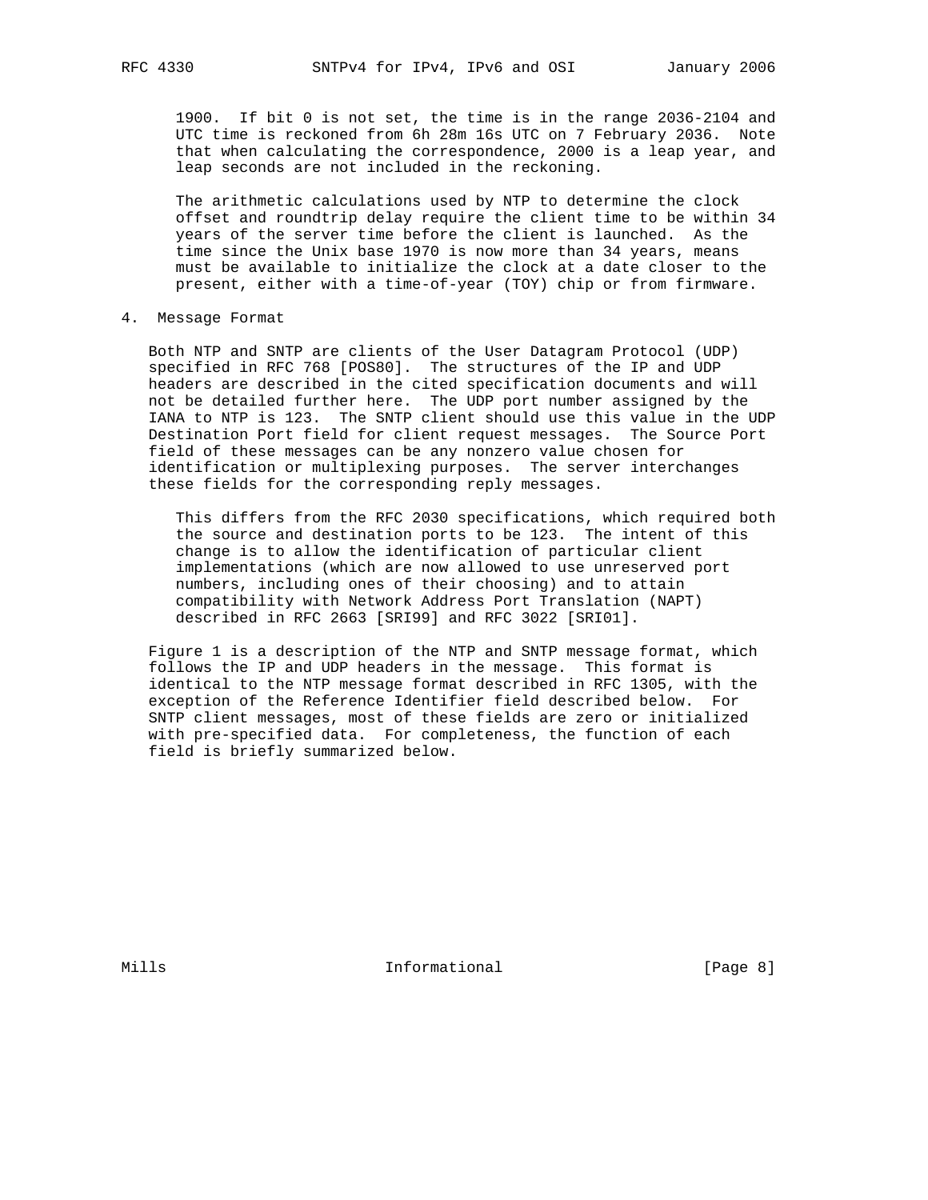1900. If bit 0 is not set, the time is in the range 2036-2104 and UTC time is reckoned from 6h 28m 16s UTC on 7 February 2036. Note that when calculating the correspondence, 2000 is a leap year, and leap seconds are not included in the reckoning.

The arithmetic calculations used by NTP to determine the clock offset and roundtrip delay require the client time to be within 34 years of the server time before the client is launched. As the time since the Unix base 1970 is now more than 34 years, means must be available to initialize the clock at a date closer to the present, either with a time-of-year (TOY) chip or from firmware.

## 4. Message Format

Both NTP and SNTP are clients of the User Datagram Protocol (UDP) specified in RFC 768 [POS80]. The structures of the IP and UDP headers are described in the cited specification documents and will not be detailed further here. The UDP port number assigned by the IANA to NTP is 123. The SNTP client should use this value in the UDP Destination Port field for client request messages. The Source Port field of these messages can be any nonzero value chosen for identification or multiplexing purposes. The server interchanges these fields for the corresponding reply messages.

This differs from the RFC 2030 specifications, which required both the source and destination ports to be 123. The intent of this change is to allow the identification of particular client implementations (which are now allowed to use unreserved port numbers, including ones of their choosing) and to attain compatibility with Network Address Port Translation (NAPT) described in RFC 2663 [SRI99] and RFC 3022 [SRI01].

Figure 1 is a description of the NTP and SNTP message format, which follows the IP and UDP headers in the message. This format is identical to the NTP message format described in RFC 1305, with the exception of the Reference Identifier field described below. For SNTP client messages, most of these fields are zero or initialized with pre-specified data. For completeness, the function of each field is briefly summarized below.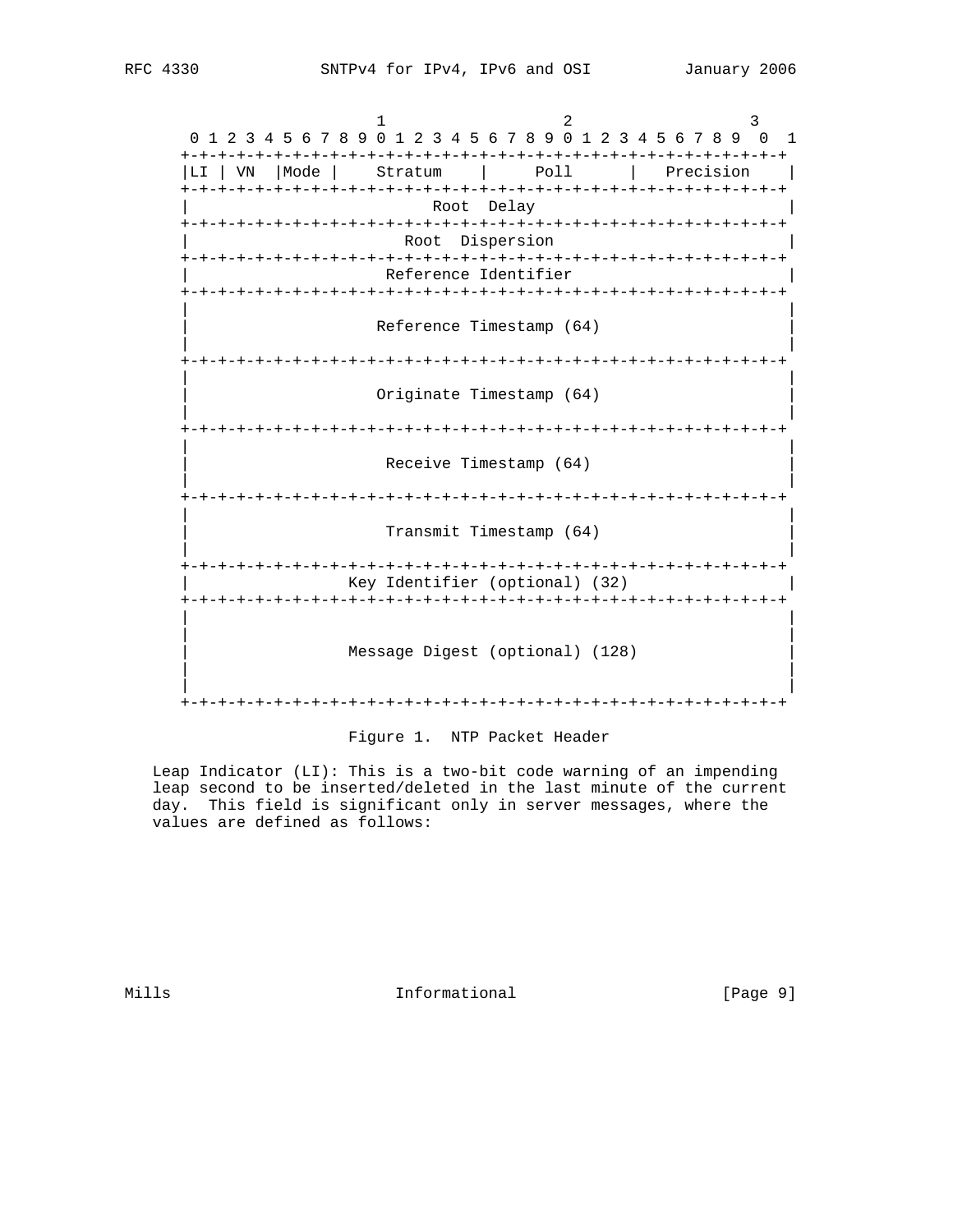```
                           1                   2                   3
       0 1 2 3 4 5 6 7 8 9 0 1 2 3 4 5 6 7 8 9 0 1 2 3 4 5 6 7 8 9  0  1
      +-+-+-+-+-+-+-+-+-+-+-+-+-+-+-+-+-+-+-+-+-+-+-+-+-+-+-+-+-+-+-+-+
      |LI | VN  |Mode |    Stratum    |     Poll      |   Precision    |
      +-+-+-+-+-+-+-+-+-+-+-+-+-+-+-+-+-+-+-+-+-+-+-+-+-+-+-+-+-+-+-+-+
      |                          Root  Delay                           |
      +-+-+-+-+-+-+-+-+-+-+-+-+-+-+-+-+-+-+-+-+-+-+-+-+-+-+-+-+-+-+-+-+
      |                       Root  Dispersion                         |
      +-+-+-+-+-+-+-+-+-+-+-+-+-+-+-+-+-+-+-+-+-+-+-+-+-+-+-+-+-+-+-+-+
      |                     Reference Identifier                       |
      +-+-+-+-+-+-+-+-+-+-+-+-+-+-+-+-+-+-+-+-+-+-+-+-+-+-+-+-+-+-+-+-+
      |                                                                |
      |                    Reference Timestamp (64)                    |
      |                                                                |
      +-+-+-+-+-+-+-+-+-+-+-+-+-+-+-+-+-+-+-+-+-+-+-+-+-+-+-+-+-+-+-+-+
      |                                                                |
      |                    Originate Timestamp (64)                    |
      |                                                                |
      +-+-+-+-+-+-+-+-+-+-+-+-+-+-+-+-+-+-+-+-+-+-+-+-+-+-+-+-+-+-+-+-+
      |                                                                |
      |                     Receive Timestamp (64)                     |
      |                                                                |
      +-+-+-+-+-+-+-+-+-+-+-+-+-+-+-+-+-+-+-+-+-+-+-+-+-+-+-+-+-+-+-+-+
      |                                                                |
      |                     Transmit Timestamp (64)                    |
      |                                                                |
      +-+-+-+-+-+-+-+-+-+-+-+-+-+-+-+-+-+-+-+-+-+-+-+-+-+-+-+-+-+-+-+-+
      |                 Key Identifier (optional) (32)                 |
      +-+-+-+-+-+-+-+-+-+-+-+-+-+-+-+-+-+-+-+-+-+-+-+-+-+-+-+-+-+-+-+-+
      |                                                                |
      |                                                                |
      |                 Message Digest (optional) (128)                |
      |                                                                |
      |                                                                |
      +-+-+-+-+-+-+-+-+-+-+-+-+-+-+-+-+-+-+-+-+-+-+-+-+-+-+-+-+-+-+-+-+
```

Figure 1. NTP Packet Header

Leap Indicator (LI): This is a two-bit code warning of an impending leap second to be inserted/deleted in the last minute of the current day. This field is significant only in server messages, where the values are defined as follows: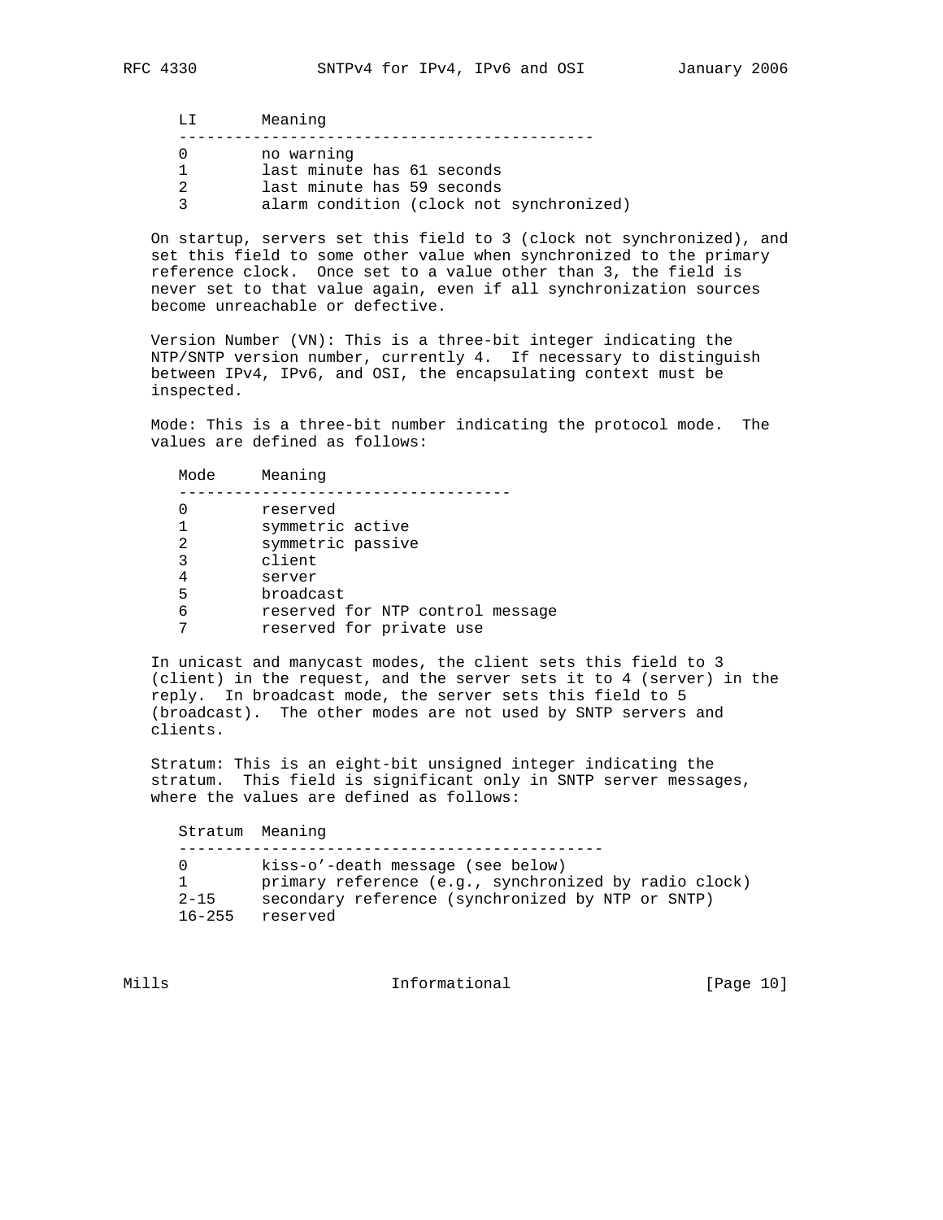| LI | Meaning |
| --- | --- |
| 0 | no warning |
| 1 | last minute has 61 seconds |
| 2 | last minute has 59 seconds |
| 3 | alarm condition (clock not synchronized) |

On startup, servers set this field to 3 (clock not synchronized), and set this field to some other value when synchronized to the primary reference clock. Once set to a value other than 3, the field is never set to that value again, even if all synchronization sources become unreachable or defective.

Version Number (VN): This is a three-bit integer indicating the NTP/SNTP version number, currently 4. If necessary to distinguish between IPv4, IPv6, and OSI, the encapsulating context must be inspected.

Mode: This is a three-bit number indicating the protocol mode. The values are defined as follows:

| Mode | Meaning |
| --- | --- |
| 0 | reserved |
| 1 | symmetric active |
| 2 | symmetric passive |
| 3 | client |
| 4 | server |
| 5 | broadcast |
| 6 | reserved for NTP control message |
| 7 | reserved for private use |

In unicast and manycast modes, the client sets this field to 3 (client) in the request, and the server sets it to 4 (server) in the reply. In broadcast mode, the server sets this field to 5 (broadcast). The other modes are not used by SNTP servers and clients.

Stratum: This is an eight-bit unsigned integer indicating the stratum. This field is significant only in SNTP server messages, where the values are defined as follows:

| Stratum | Meaning |
| --- | --- |
| 0 | kiss-o'-death message (see below) |
| 1 | primary reference (e.g., synchronized by radio clock) |
| 2-15 | secondary reference (synchronized by NTP or SNTP) |
| 16-255 | reserved |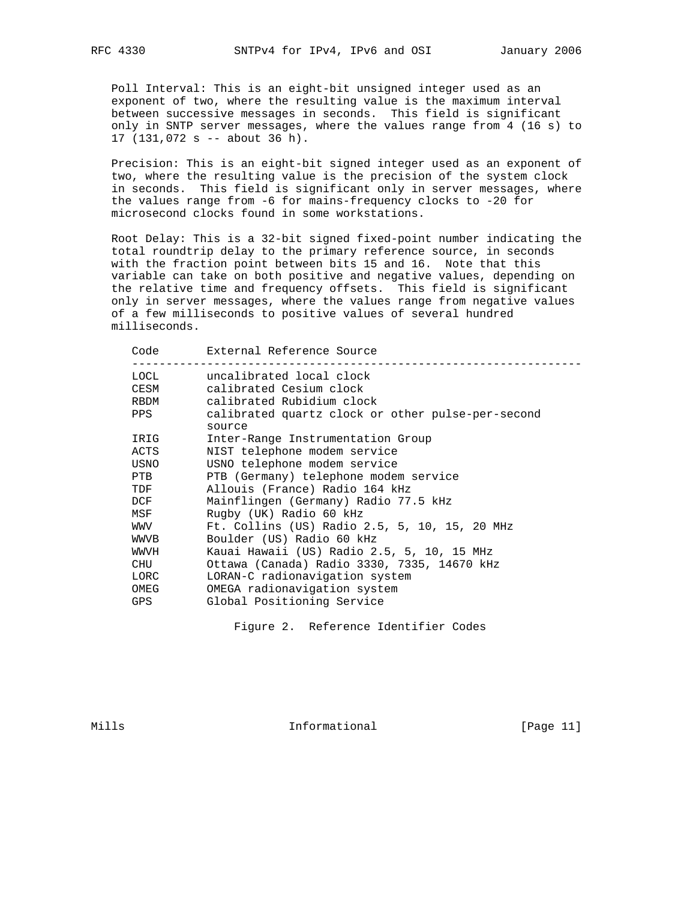Poll Interval: This is an eight-bit unsigned integer used as an exponent of two, where the resulting value is the maximum interval between successive messages in seconds. This field is significant only in SNTP server messages, where the values range from 4 (16 s) to 17 (131,072 s -- about 36 h).

Precision: This is an eight-bit signed integer used as an exponent of two, where the resulting value is the precision of the system clock in seconds. This field is significant only in server messages, where the values range from -6 for mains-frequency clocks to -20 for microsecond clocks found in some workstations.

Root Delay: This is a 32-bit signed fixed-point number indicating the total roundtrip delay to the primary reference source, in seconds with the fraction point between bits 15 and 16. Note that this variable can take on both positive and negative values, depending on the relative time and frequency offsets. This field is significant only in server messages, where the values range from negative values of a few milliseconds to positive values of several hundred milliseconds.

| Code | External Reference Source |
|---|---|
| LOCL | uncalibrated local clock |
| CESM | calibrated Cesium clock |
| RBDM | calibrated Rubidium clock |
| PPS | calibrated quartz clock or other pulse-per-second source |
| IRIG | Inter-Range Instrumentation Group |
| ACTS | NIST telephone modem service |
| USNO | USNO telephone modem service |
| PTB | PTB (Germany) telephone modem service |
| TDF | Allouis (France) Radio 164 kHz |
| DCF | Mainflingen (Germany) Radio 77.5 kHz |
| MSF | Rugby (UK) Radio 60 kHz |
| WWV | Ft. Collins (US) Radio 2.5, 5, 10, 15, 20 MHz |
| WWVB | Boulder (US) Radio 60 kHz |
| WWVH | Kauai Hawaii (US) Radio 2.5, 5, 10, 15 MHz |
| CHU | Ottawa (Canada) Radio 3330, 7335, 14670 kHz |
| LORC | LORAN-C radionavigation system |
| OMEG | OMEGA radionavigation system |
| GPS | Global Positioning Service |

Figure 2. Reference Identifier Codes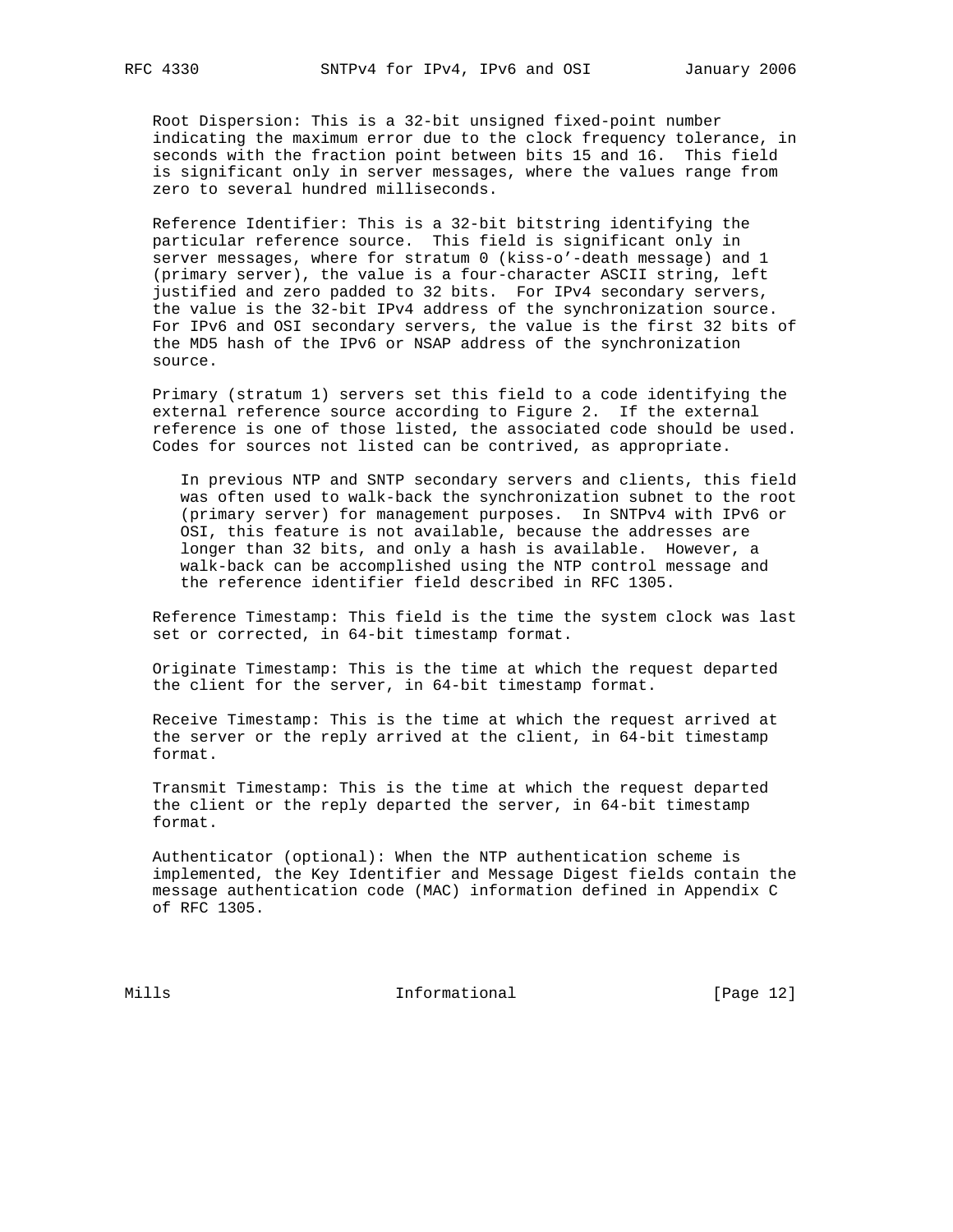Root Dispersion: This is a 32-bit unsigned fixed-point number indicating the maximum error due to the clock frequency tolerance, in seconds with the fraction point between bits 15 and 16. This field is significant only in server messages, where the values range from zero to several hundred milliseconds.

Reference Identifier: This is a 32-bit bitstring identifying the particular reference source. This field is significant only in server messages, where for stratum 0 (kiss-o'-death message) and 1 (primary server), the value is a four-character ASCII string, left justified and zero padded to 32 bits. For IPv4 secondary servers, the value is the 32-bit IPv4 address of the synchronization source. For IPv6 and OSI secondary servers, the value is the first 32 bits of the MD5 hash of the IPv6 or NSAP address of the synchronization source.

Primary (stratum 1) servers set this field to a code identifying the external reference source according to Figure 2. If the external reference is one of those listed, the associated code should be used. Codes for sources not listed can be contrived, as appropriate.

> In previous NTP and SNTP secondary servers and clients, this field was often used to walk-back the synchronization subnet to the root (primary server) for management purposes. In SNTPv4 with IPv6 or OSI, this feature is not available, because the addresses are longer than 32 bits, and only a hash is available. However, a walk-back can be accomplished using the NTP control message and the reference identifier field described in RFC 1305.

Reference Timestamp: This field is the time the system clock was last set or corrected, in 64-bit timestamp format.

Originate Timestamp: This is the time at which the request departed the client for the server, in 64-bit timestamp format.

Receive Timestamp: This is the time at which the request arrived at the server or the reply arrived at the client, in 64-bit timestamp format.

Transmit Timestamp: This is the time at which the request departed the client or the reply departed the server, in 64-bit timestamp format.

Authenticator (optional): When the NTP authentication scheme is implemented, the Key Identifier and Message Digest fields contain the message authentication code (MAC) information defined in Appendix C of RFC 1305.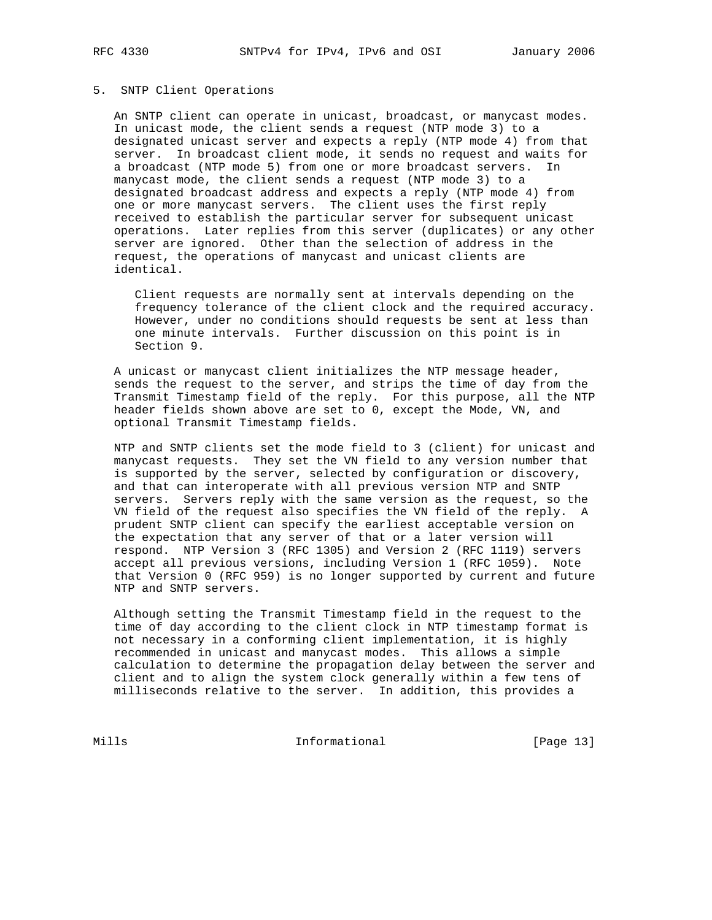## 5. SNTP Client Operations

An SNTP client can operate in unicast, broadcast, or manycast modes. In unicast mode, the client sends a request (NTP mode 3) to a designated unicast server and expects a reply (NTP mode 4) from that server. In broadcast client mode, it sends no request and waits for a broadcast (NTP mode 5) from one or more broadcast servers. In manycast mode, the client sends a request (NTP mode 3) to a designated broadcast address and expects a reply (NTP mode 4) from one or more manycast servers. The client uses the first reply received to establish the particular server for subsequent unicast operations. Later replies from this server (duplicates) or any other server are ignored. Other than the selection of address in the request, the operations of manycast and unicast clients are identical.

> Client requests are normally sent at intervals depending on the frequency tolerance of the client clock and the required accuracy. However, under no conditions should requests be sent at less than one minute intervals. Further discussion on this point is in Section 9.

A unicast or manycast client initializes the NTP message header, sends the request to the server, and strips the time of day from the Transmit Timestamp field of the reply. For this purpose, all the NTP header fields shown above are set to 0, except the Mode, VN, and optional Transmit Timestamp fields.

NTP and SNTP clients set the mode field to 3 (client) for unicast and manycast requests. They set the VN field to any version number that is supported by the server, selected by configuration or discovery, and that can interoperate with all previous version NTP and SNTP servers. Servers reply with the same version as the request, so the VN field of the request also specifies the VN field of the reply. A prudent SNTP client can specify the earliest acceptable version on the expectation that any server of that or a later version will respond. NTP Version 3 (RFC 1305) and Version 2 (RFC 1119) servers accept all previous versions, including Version 1 (RFC 1059). Note that Version 0 (RFC 959) is no longer supported by current and future NTP and SNTP servers.

Although setting the Transmit Timestamp field in the request to the time of day according to the client clock in NTP timestamp format is not necessary in a conforming client implementation, it is highly recommended in unicast and manycast modes. This allows a simple calculation to determine the propagation delay between the server and client and to align the system clock generally within a few tens of milliseconds relative to the server. In addition, this provides a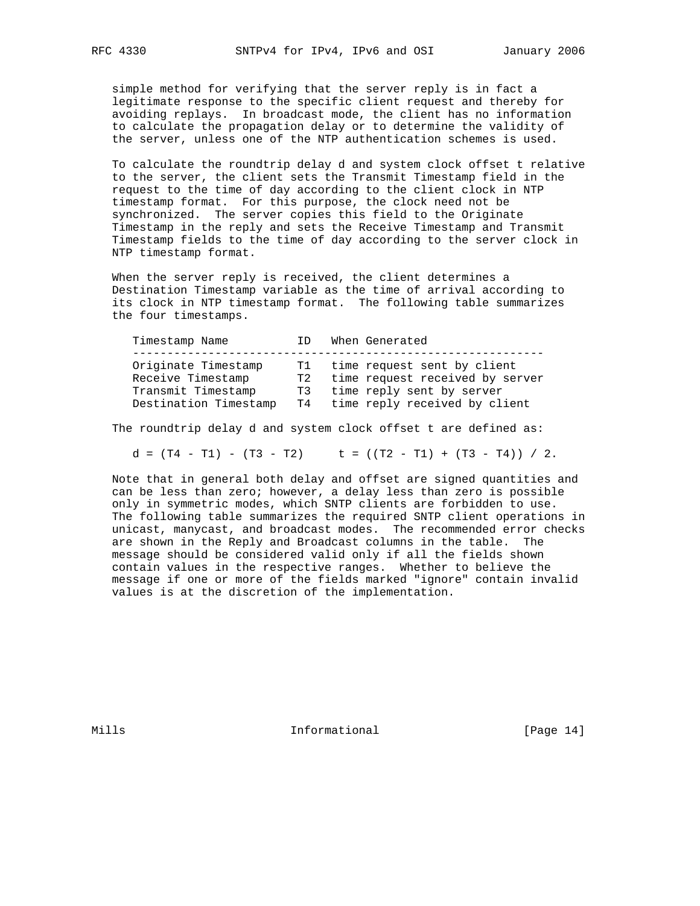simple method for verifying that the server reply is in fact a legitimate response to the specific client request and thereby for avoiding replays. In broadcast mode, the client has no information to calculate the propagation delay or to determine the validity of the server, unless one of the NTP authentication schemes is used.

To calculate the roundtrip delay d and system clock offset t relative to the server, the client sets the Transmit Timestamp field in the request to the time of day according to the client clock in NTP timestamp format. For this purpose, the clock need not be synchronized. The server copies this field to the Originate Timestamp in the reply and sets the Receive Timestamp and Transmit Timestamp fields to the time of day according to the server clock in NTP timestamp format.

When the server reply is received, the client determines a Destination Timestamp variable as the time of arrival according to its clock in NTP timestamp format. The following table summarizes the four timestamps.

| Timestamp Name | ID | When Generated |
| --- | --- | --- |
| Originate Timestamp | T1 | time request sent by client |
| Receive Timestamp | T2 | time request received by server |
| Transmit Timestamp | T3 | time reply sent by server |
| Destination Timestamp | T4 | time reply received by client |

The roundtrip delay d and system clock offset t are defined as:

$$d = (T4 - T1) - (T3 - T2) \qquad t = ((T2 - T1) + (T3 - T4)) / 2.$$

Note that in general both delay and offset are signed quantities and can be less than zero; however, a delay less than zero is possible only in symmetric modes, which SNTP clients are forbidden to use. The following table summarizes the required SNTP client operations in unicast, manycast, and broadcast modes. The recommended error checks are shown in the Reply and Broadcast columns in the table. The message should be considered valid only if all the fields shown contain values in the respective ranges. Whether to believe the message if one or more of the fields marked "ignore" contain invalid values is at the discretion of the implementation.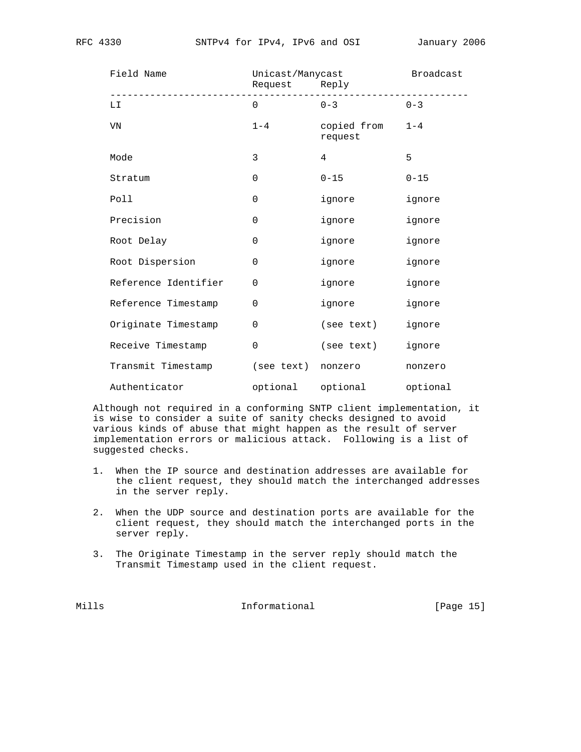| Field Name | Unicast/Manycast Request | Reply | Broadcast |
| --- | --- | --- | --- |
| LI | 0 | 0-3 | 0-3 |
| VN | 1-4 | copied from request | 1-4 |
| Mode | 3 | 4 | 5 |
| Stratum | 0 | 0-15 | 0-15 |
| Poll | 0 | ignore | ignore |
| Precision | 0 | ignore | ignore |
| Root Delay | 0 | ignore | ignore |
| Root Dispersion | 0 | ignore | ignore |
| Reference Identifier | 0 | ignore | ignore |
| Reference Timestamp | 0 | ignore | ignore |
| Originate Timestamp | 0 | (see text) | ignore |
| Receive Timestamp | 0 | (see text) | ignore |
| Transmit Timestamp | (see text) | nonzero | nonzero |
| Authenticator | optional | optional | optional |

Although not required in a conforming SNTP client implementation, it is wise to consider a suite of sanity checks designed to avoid various kinds of abuse that might happen as the result of server implementation errors or malicious attack. Following is a list of suggested checks.

1. When the IP source and destination addresses are available for the client request, they should match the interchanged addresses in the server reply.

2. When the UDP source and destination ports are available for the client request, they should match the interchanged ports in the server reply.

3. The Originate Timestamp in the server reply should match the Transmit Timestamp used in the client request.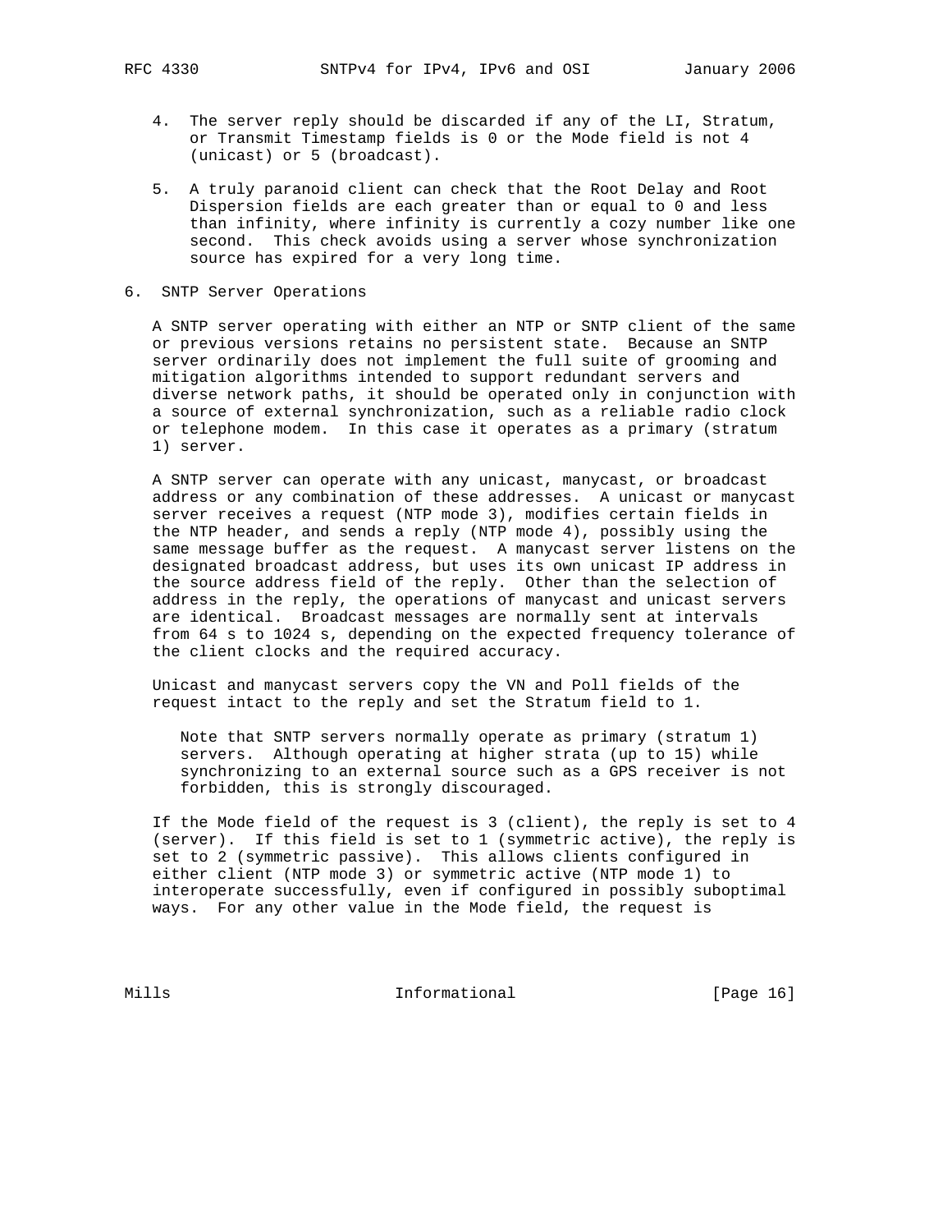4. The server reply should be discarded if any of the LI, Stratum, or Transmit Timestamp fields is 0 or the Mode field is not 4 (unicast) or 5 (broadcast).

5. A truly paranoid client can check that the Root Delay and Root Dispersion fields are each greater than or equal to 0 and less than infinity, where infinity is currently a cozy number like one second. This check avoids using a server whose synchronization source has expired for a very long time.

## 6. SNTP Server Operations

A SNTP server operating with either an NTP or SNTP client of the same or previous versions retains no persistent state. Because an SNTP server ordinarily does not implement the full suite of grooming and mitigation algorithms intended to support redundant servers and diverse network paths, it should be operated only in conjunction with a source of external synchronization, such as a reliable radio clock or telephone modem. In this case it operates as a primary (stratum 1) server.

A SNTP server can operate with any unicast, manycast, or broadcast address or any combination of these addresses. A unicast or manycast server receives a request (NTP mode 3), modifies certain fields in the NTP header, and sends a reply (NTP mode 4), possibly using the same message buffer as the request. A manycast server listens on the designated broadcast address, but uses its own unicast IP address in the source address field of the reply. Other than the selection of address in the reply, the operations of manycast and unicast servers are identical. Broadcast messages are normally sent at intervals from 64 s to 1024 s, depending on the expected frequency tolerance of the client clocks and the required accuracy.

Unicast and manycast servers copy the VN and Poll fields of the request intact to the reply and set the Stratum field to 1.

> Note that SNTP servers normally operate as primary (stratum 1) servers. Although operating at higher strata (up to 15) while synchronizing to an external source such as a GPS receiver is not forbidden, this is strongly discouraged.

If the Mode field of the request is 3 (client), the reply is set to 4 (server). If this field is set to 1 (symmetric active), the reply is set to 2 (symmetric passive). This allows clients configured in either client (NTP mode 3) or symmetric active (NTP mode 1) to interoperate successfully, even if configured in possibly suboptimal ways. For any other value in the Mode field, the request is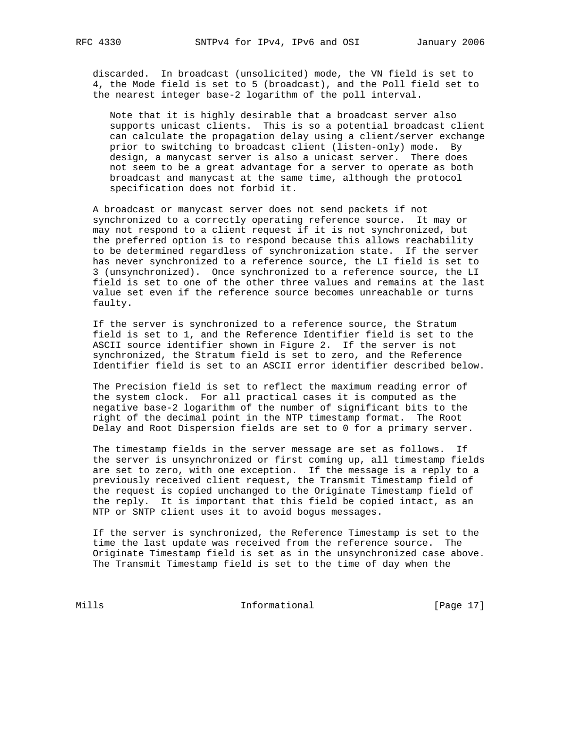discarded. In broadcast (unsolicited) mode, the VN field is set to 4, the Mode field is set to 5 (broadcast), and the Poll field set to the nearest integer base-2 logarithm of the poll interval.

> Note that it is highly desirable that a broadcast server also supports unicast clients. This is so a potential broadcast client can calculate the propagation delay using a client/server exchange prior to switching to broadcast client (listen-only) mode. By design, a manycast server is also a unicast server. There does not seem to be a great advantage for a server to operate as both broadcast and manycast at the same time, although the protocol specification does not forbid it.

A broadcast or manycast server does not send packets if not synchronized to a correctly operating reference source. It may or may not respond to a client request if it is not synchronized, but the preferred option is to respond because this allows reachability to be determined regardless of synchronization state. If the server has never synchronized to a reference source, the LI field is set to 3 (unsynchronized). Once synchronized to a reference source, the LI field is set to one of the other three values and remains at the last value set even if the reference source becomes unreachable or turns faulty.

If the server is synchronized to a reference source, the Stratum field is set to 1, and the Reference Identifier field is set to the ASCII source identifier shown in Figure 2. If the server is not synchronized, the Stratum field is set to zero, and the Reference Identifier field is set to an ASCII error identifier described below.

The Precision field is set to reflect the maximum reading error of the system clock. For all practical cases it is computed as the negative base-2 logarithm of the number of significant bits to the right of the decimal point in the NTP timestamp format. The Root Delay and Root Dispersion fields are set to 0 for a primary server.

The timestamp fields in the server message are set as follows. If the server is unsynchronized or first coming up, all timestamp fields are set to zero, with one exception. If the message is a reply to a previously received client request, the Transmit Timestamp field of the request is copied unchanged to the Originate Timestamp field of the reply. It is important that this field be copied intact, as an NTP or SNTP client uses it to avoid bogus messages.

If the server is synchronized, the Reference Timestamp is set to the time the last update was received from the reference source. The Originate Timestamp field is set as in the unsynchronized case above. The Transmit Timestamp field is set to the time of day when the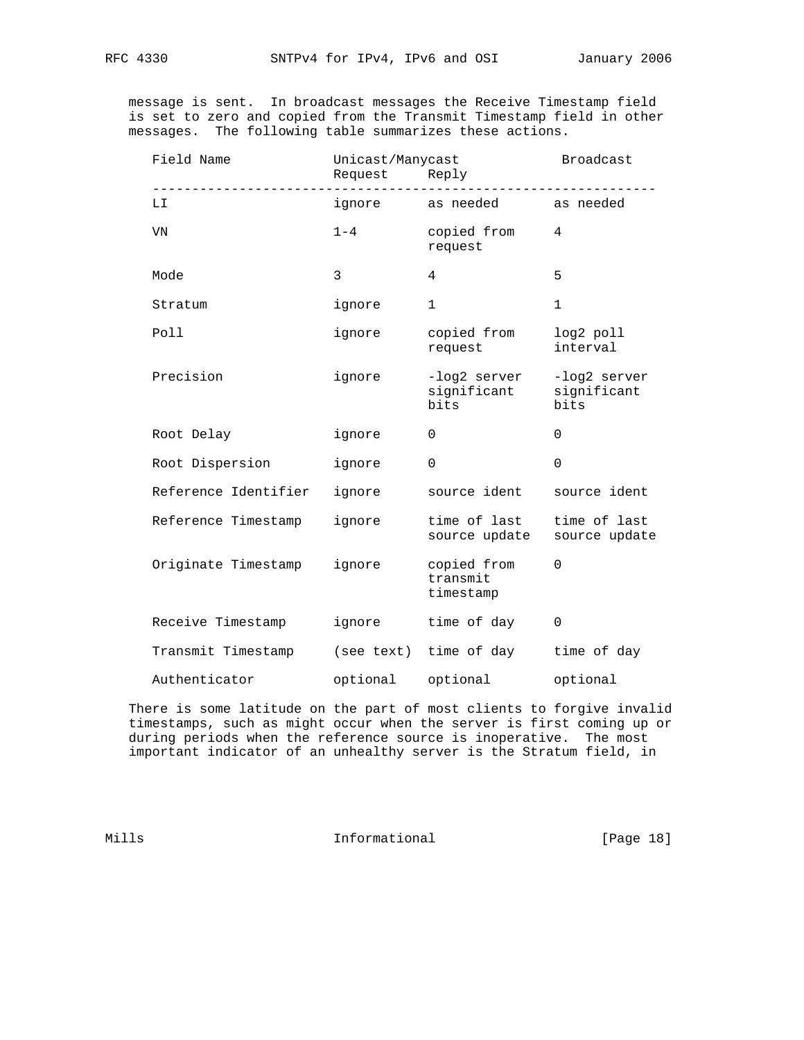message is sent. In broadcast messages the Receive Timestamp field is set to zero and copied from the Transmit Timestamp field in other messages. The following table summarizes these actions.

| Field Name | Unicast/Manycast Request | Reply | Broadcast |
|---|---|---|---|
| LI | ignore | as needed | as needed |
| VN | 1-4 | copied from request | 4 |
| Mode | 3 | 4 | 5 |
| Stratum | ignore | 1 | 1 |
| Poll | ignore | copied from request | log2 poll interval |
| Precision | ignore | -log2 server significant bits | -log2 server significant bits |
| Root Delay | ignore | 0 | 0 |
| Root Dispersion | ignore | 0 | 0 |
| Reference Identifier | ignore | source ident | source ident |
| Reference Timestamp | ignore | time of last source update | time of last source update |
| Originate Timestamp | ignore | copied from transmit timestamp | 0 |
| Receive Timestamp | ignore | time of day | 0 |
| Transmit Timestamp | (see text) | time of day | time of day |
| Authenticator | optional | optional | optional |

There is some latitude on the part of most clients to forgive invalid timestamps, such as might occur when the server is first coming up or during periods when the reference source is inoperative. The most important indicator of an unhealthy server is the Stratum field, in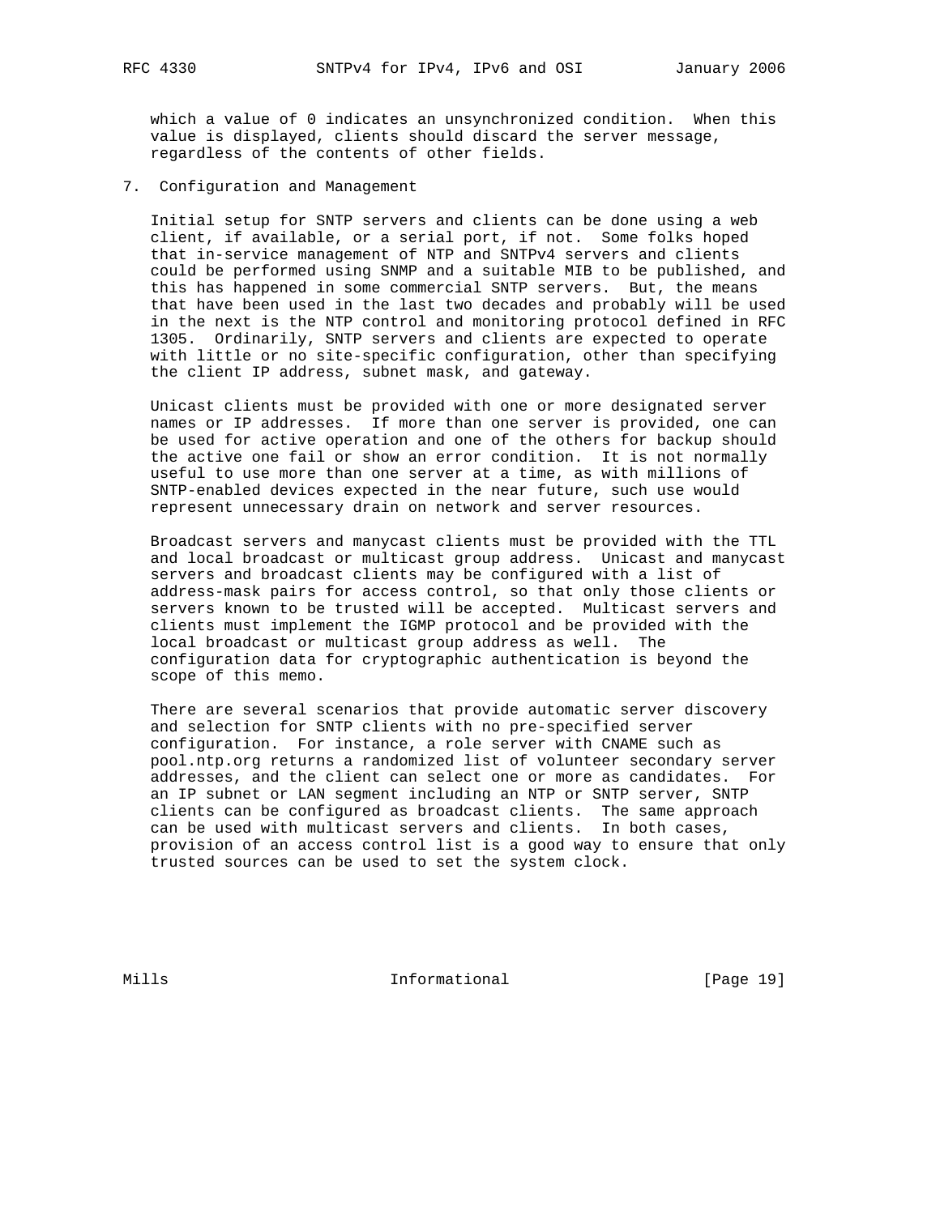which a value of 0 indicates an unsynchronized condition. When this value is displayed, clients should discard the server message, regardless of the contents of other fields.

## 7. Configuration and Management

Initial setup for SNTP servers and clients can be done using a web client, if available, or a serial port, if not. Some folks hoped that in-service management of NTP and SNTPv4 servers and clients could be performed using SNMP and a suitable MIB to be published, and this has happened in some commercial SNTP servers. But, the means that have been used in the last two decades and probably will be used in the next is the NTP control and monitoring protocol defined in RFC 1305. Ordinarily, SNTP servers and clients are expected to operate with little or no site-specific configuration, other than specifying the client IP address, subnet mask, and gateway.

Unicast clients must be provided with one or more designated server names or IP addresses. If more than one server is provided, one can be used for active operation and one of the others for backup should the active one fail or show an error condition. It is not normally useful to use more than one server at a time, as with millions of SNTP-enabled devices expected in the near future, such use would represent unnecessary drain on network and server resources.

Broadcast servers and manycast clients must be provided with the TTL and local broadcast or multicast group address. Unicast and manycast servers and broadcast clients may be configured with a list of address-mask pairs for access control, so that only those clients or servers known to be trusted will be accepted. Multicast servers and clients must implement the IGMP protocol and be provided with the local broadcast or multicast group address as well. The configuration data for cryptographic authentication is beyond the scope of this memo.

There are several scenarios that provide automatic server discovery and selection for SNTP clients with no pre-specified server configuration. For instance, a role server with CNAME such as pool.ntp.org returns a randomized list of volunteer secondary server addresses, and the client can select one or more as candidates. For an IP subnet or LAN segment including an NTP or SNTP server, SNTP clients can be configured as broadcast clients. The same approach can be used with multicast servers and clients. In both cases, provision of an access control list is a good way to ensure that only trusted sources can be used to set the system clock.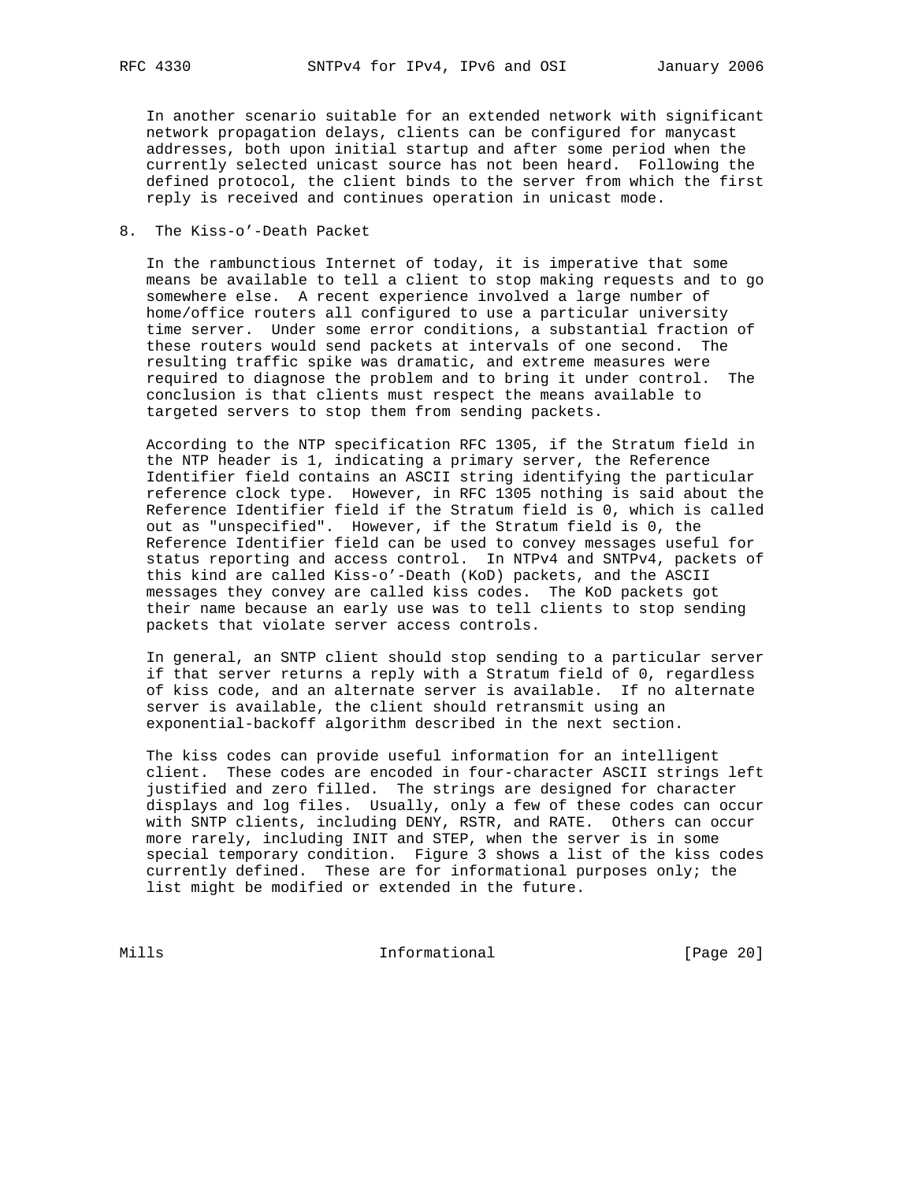In another scenario suitable for an extended network with significant network propagation delays, clients can be configured for manycast addresses, both upon initial startup and after some period when the currently selected unicast source has not been heard. Following the defined protocol, the client binds to the server from which the first reply is received and continues operation in unicast mode.

## 8. The Kiss-o'-Death Packet

In the rambunctious Internet of today, it is imperative that some means be available to tell a client to stop making requests and to go somewhere else. A recent experience involved a large number of home/office routers all configured to use a particular university time server. Under some error conditions, a substantial fraction of these routers would send packets at intervals of one second. The resulting traffic spike was dramatic, and extreme measures were required to diagnose the problem and to bring it under control. The conclusion is that clients must respect the means available to targeted servers to stop them from sending packets.

According to the NTP specification RFC 1305, if the Stratum field in the NTP header is 1, indicating a primary server, the Reference Identifier field contains an ASCII string identifying the particular reference clock type. However, in RFC 1305 nothing is said about the Reference Identifier field if the Stratum field is 0, which is called out as "unspecified". However, if the Stratum field is 0, the Reference Identifier field can be used to convey messages useful for status reporting and access control. In NTPv4 and SNTPv4, packets of this kind are called Kiss-o'-Death (KoD) packets, and the ASCII messages they convey are called kiss codes. The KoD packets got their name because an early use was to tell clients to stop sending packets that violate server access controls.

In general, an SNTP client should stop sending to a particular server if that server returns a reply with a Stratum field of 0, regardless of kiss code, and an alternate server is available. If no alternate server is available, the client should retransmit using an exponential-backoff algorithm described in the next section.

The kiss codes can provide useful information for an intelligent client. These codes are encoded in four-character ASCII strings left justified and zero filled. The strings are designed for character displays and log files. Usually, only a few of these codes can occur with SNTP clients, including DENY, RSTR, and RATE. Others can occur more rarely, including INIT and STEP, when the server is in some special temporary condition. Figure 3 shows a list of the kiss codes currently defined. These are for informational purposes only; the list might be modified or extended in the future.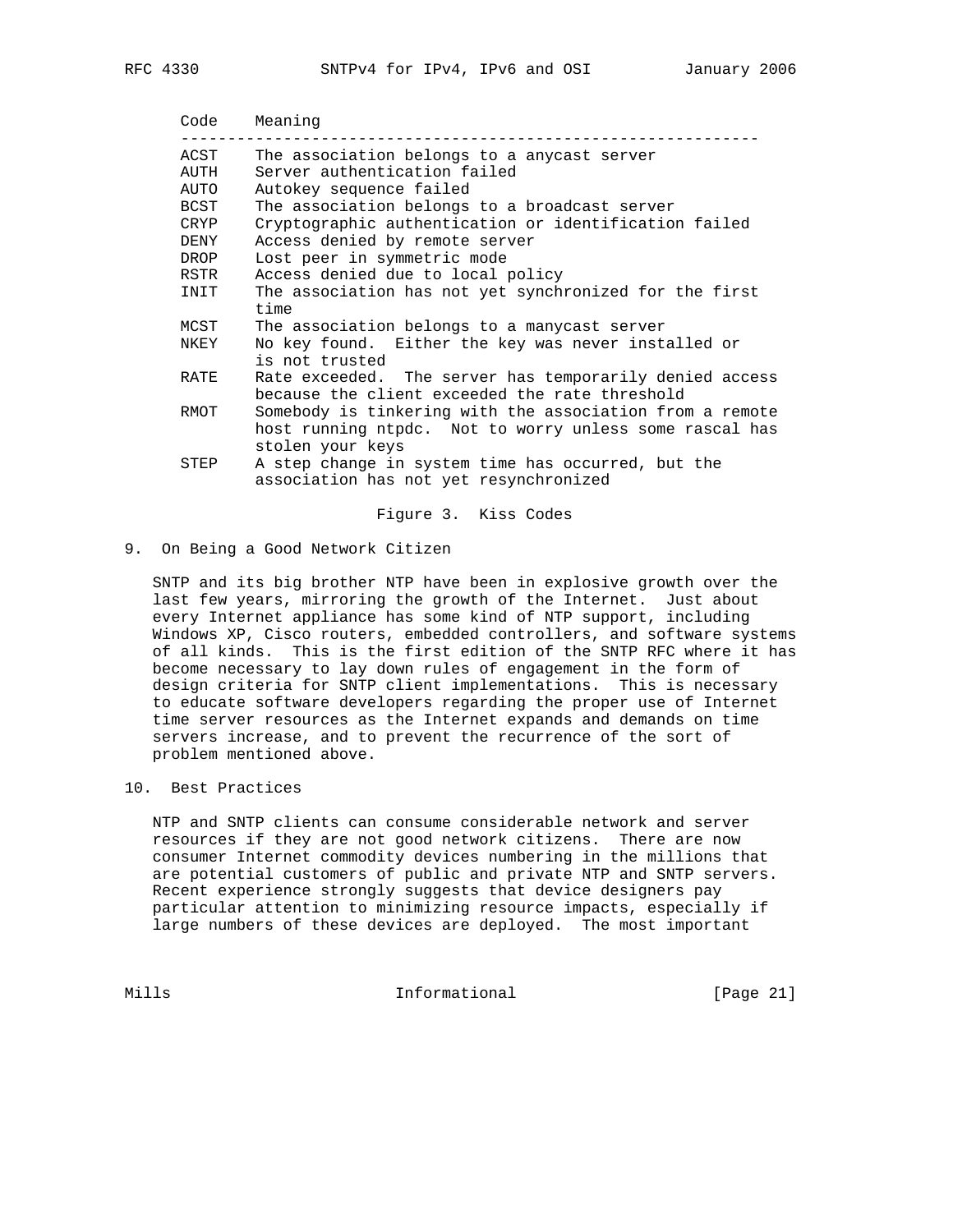| Code | Meaning |
| --- | --- |
| ACST | The association belongs to a anycast server |
| AUTH | Server authentication failed |
| AUTO | Autokey sequence failed |
| BCST | The association belongs to a broadcast server |
| CRYP | Cryptographic authentication or identification failed |
| DENY | Access denied by remote server |
| DROP | Lost peer in symmetric mode |
| RSTR | Access denied due to local policy |
| INIT | The association has not yet synchronized for the first time |
| MCST | The association belongs to a manycast server |
| NKEY | No key found. Either the key was never installed or is not trusted |
| RATE | Rate exceeded. The server has temporarily denied access because the client exceeded the rate threshold |
| RMOT | Somebody is tinkering with the association from a remote host running ntpdc. Not to worry unless some rascal has stolen your keys |
| STEP | A step change in system time has occurred, but the association has not yet resynchronized |

Figure 3. Kiss Codes

## 9. On Being a Good Network Citizen

SNTP and its big brother NTP have been in explosive growth over the last few years, mirroring the growth of the Internet. Just about every Internet appliance has some kind of NTP support, including Windows XP, Cisco routers, embedded controllers, and software systems of all kinds. This is the first edition of the SNTP RFC where it has become necessary to lay down rules of engagement in the form of design criteria for SNTP client implementations. This is necessary to educate software developers regarding the proper use of Internet time server resources as the Internet expands and demands on time servers increase, and to prevent the recurrence of the sort of problem mentioned above.

## 10. Best Practices

NTP and SNTP clients can consume considerable network and server resources if they are not good network citizens. There are now consumer Internet commodity devices numbering in the millions that are potential customers of public and private NTP and SNTP servers. Recent experience strongly suggests that device designers pay particular attention to minimizing resource impacts, especially if large numbers of these devices are deployed. The most important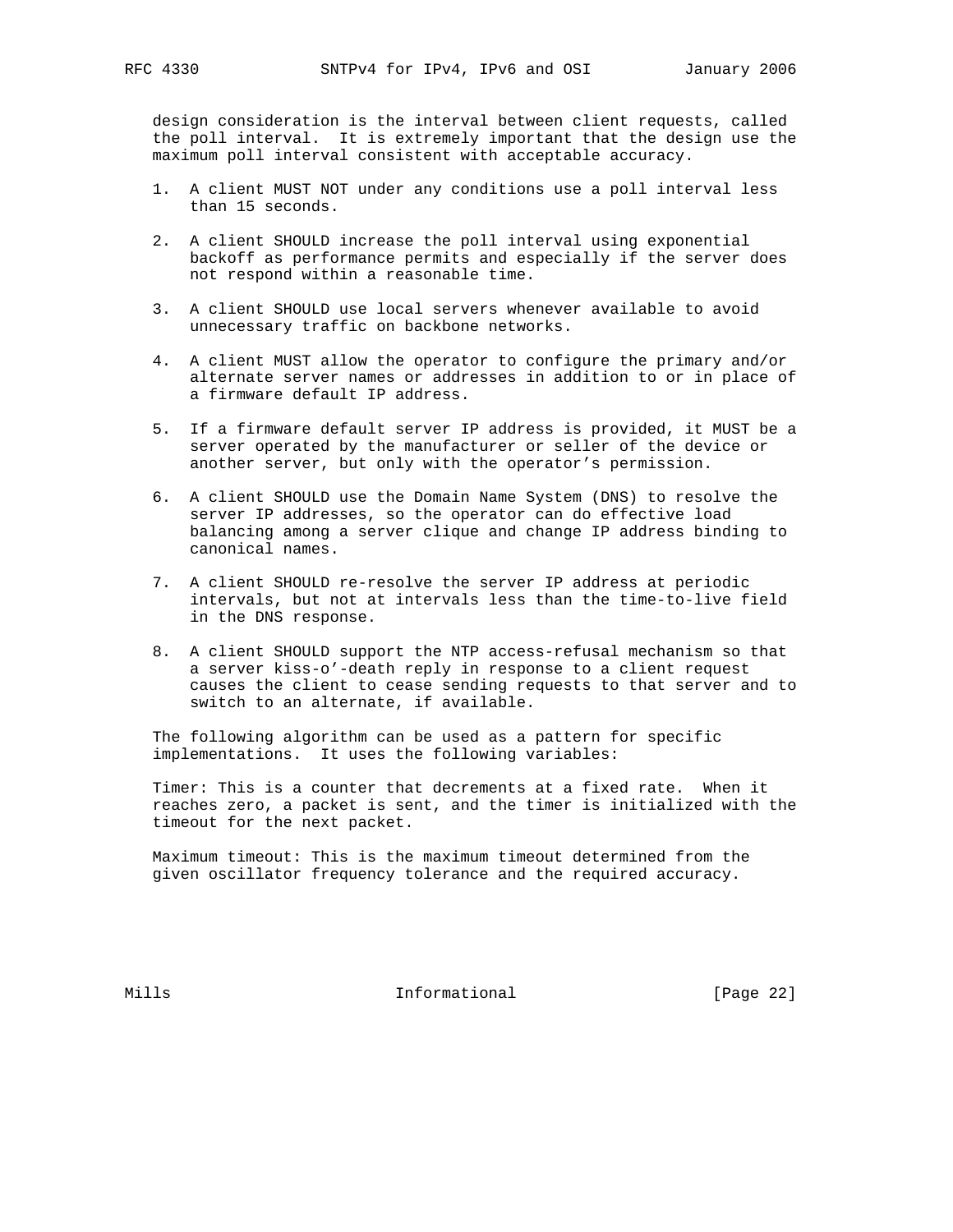design consideration is the interval between client requests, called the poll interval. It is extremely important that the design use the maximum poll interval consistent with acceptable accuracy.

1. A client MUST NOT under any conditions use a poll interval less than 15 seconds.

2. A client SHOULD increase the poll interval using exponential backoff as performance permits and especially if the server does not respond within a reasonable time.

3. A client SHOULD use local servers whenever available to avoid unnecessary traffic on backbone networks.

4. A client MUST allow the operator to configure the primary and/or alternate server names or addresses in addition to or in place of a firmware default IP address.

5. If a firmware default server IP address is provided, it MUST be a server operated by the manufacturer or seller of the device or another server, but only with the operator’s permission.

6. A client SHOULD use the Domain Name System (DNS) to resolve the server IP addresses, so the operator can do effective load balancing among a server clique and change IP address binding to canonical names.

7. A client SHOULD re-resolve the server IP address at periodic intervals, but not at intervals less than the time-to-live field in the DNS response.

8. A client SHOULD support the NTP access-refusal mechanism so that a server kiss-o’-death reply in response to a client request causes the client to cease sending requests to that server and to switch to an alternate, if available.

The following algorithm can be used as a pattern for specific implementations. It uses the following variables:

Timer: This is a counter that decrements at a fixed rate. When it reaches zero, a packet is sent, and the timer is initialized with the timeout for the next packet.

Maximum timeout: This is the maximum timeout determined from the given oscillator frequency tolerance and the required accuracy.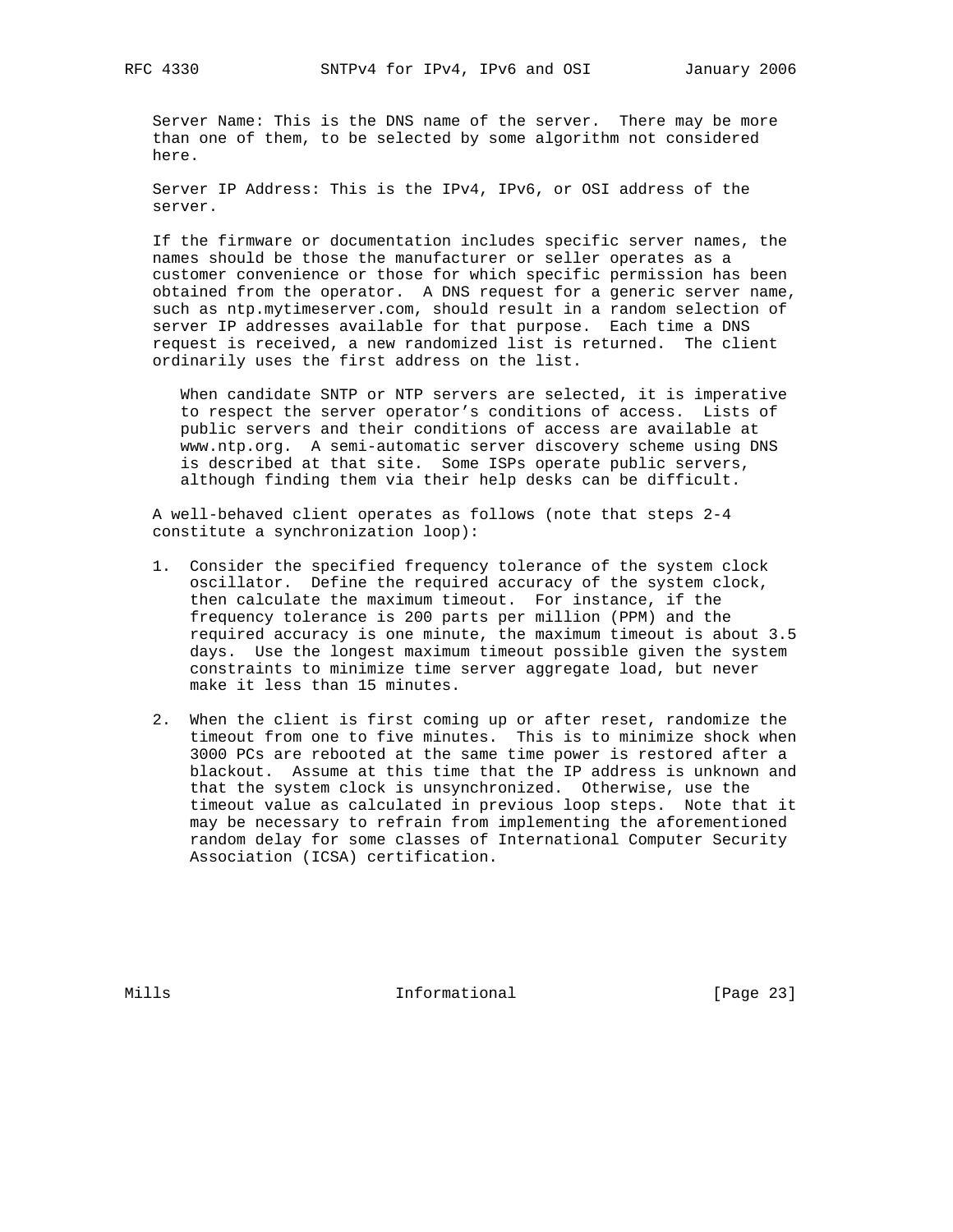Server Name: This is the DNS name of the server. There may be more than one of them, to be selected by some algorithm not considered here.

Server IP Address: This is the IPv4, IPv6, or OSI address of the server.

If the firmware or documentation includes specific server names, the names should be those the manufacturer or seller operates as a customer convenience or those for which specific permission has been obtained from the operator. A DNS request for a generic server name, such as ntp.mytimeserver.com, should result in a random selection of server IP addresses available for that purpose. Each time a DNS request is received, a new randomized list is returned. The client ordinarily uses the first address on the list.

> When candidate SNTP or NTP servers are selected, it is imperative to respect the server operator’s conditions of access. Lists of public servers and their conditions of access are available at www.ntp.org. A semi-automatic server discovery scheme using DNS is described at that site. Some ISPs operate public servers, although finding them via their help desks can be difficult.

A well-behaved client operates as follows (note that steps 2-4 constitute a synchronization loop):

1. Consider the specified frequency tolerance of the system clock oscillator. Define the required accuracy of the system clock, then calculate the maximum timeout. For instance, if the frequency tolerance is 200 parts per million (PPM) and the required accuracy is one minute, the maximum timeout is about 3.5 days. Use the longest maximum timeout possible given the system constraints to minimize time server aggregate load, but never make it less than 15 minutes.

2. When the client is first coming up or after reset, randomize the timeout from one to five minutes. This is to minimize shock when 3000 PCs are rebooted at the same time power is restored after a blackout. Assume at this time that the IP address is unknown and that the system clock is unsynchronized. Otherwise, use the timeout value as calculated in previous loop steps. Note that it may be necessary to refrain from implementing the aforementioned random delay for some classes of International Computer Security Association (ICSA) certification.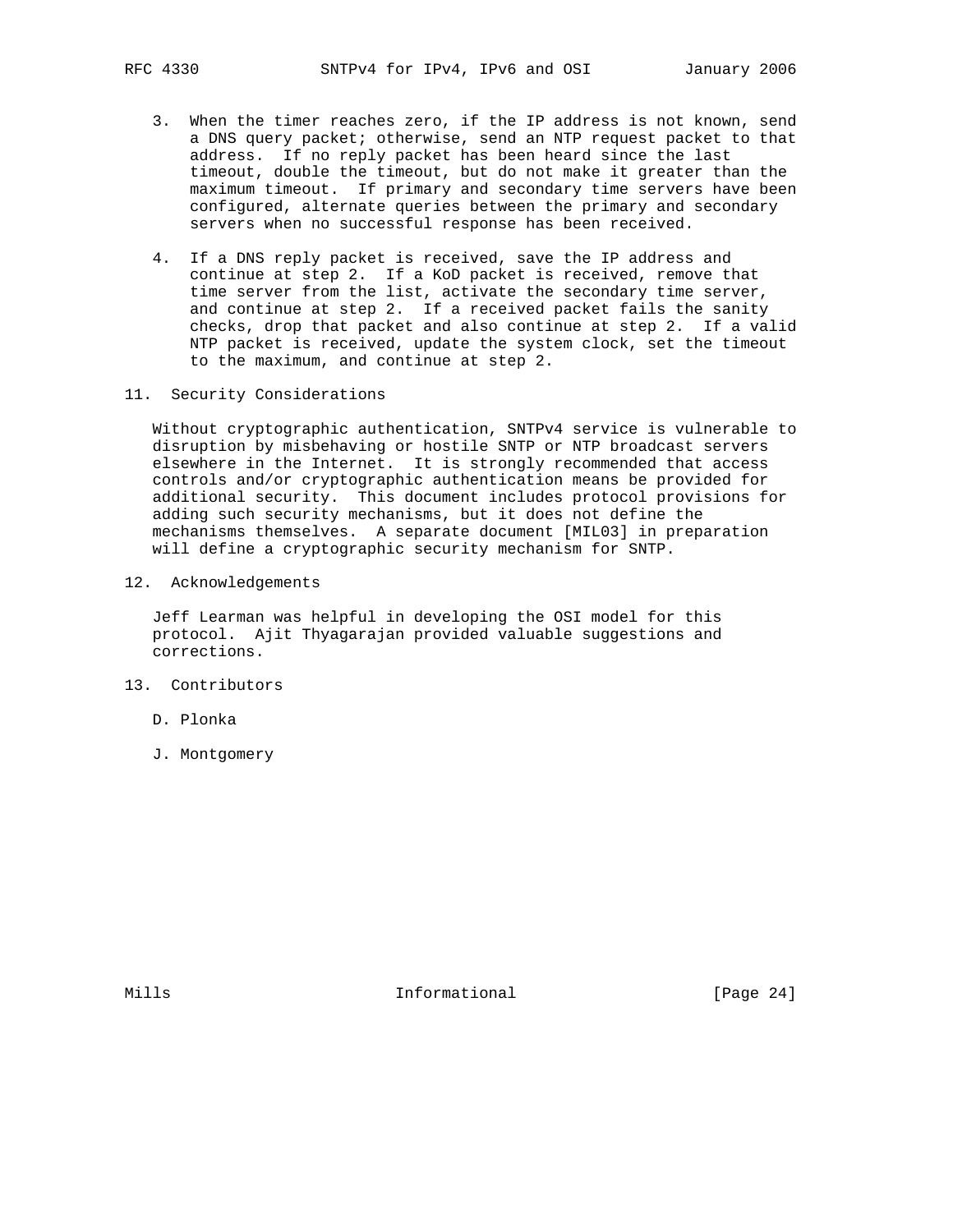3. When the timer reaches zero, if the IP address is not known, send a DNS query packet; otherwise, send an NTP request packet to that address. If no reply packet has been heard since the last timeout, double the timeout, but do not make it greater than the maximum timeout. If primary and secondary time servers have been configured, alternate queries between the primary and secondary servers when no successful response has been received.

4. If a DNS reply packet is received, save the IP address and continue at step 2. If a KoD packet is received, remove that time server from the list, activate the secondary time server, and continue at step 2. If a received packet fails the sanity checks, drop that packet and also continue at step 2. If a valid NTP packet is received, update the system clock, set the timeout to the maximum, and continue at step 2.

## 11. Security Considerations

Without cryptographic authentication, SNTPv4 service is vulnerable to disruption by misbehaving or hostile SNTP or NTP broadcast servers elsewhere in the Internet. It is strongly recommended that access controls and/or cryptographic authentication means be provided for additional security. This document includes protocol provisions for adding such security mechanisms, but it does not define the mechanisms themselves. A separate document [MIL03] in preparation will define a cryptographic security mechanism for SNTP.

## 12. Acknowledgements

Jeff Learman was helpful in developing the OSI model for this protocol. Ajit Thyagarajan provided valuable suggestions and corrections.

## 13. Contributors

D. Plonka

J. Montgomery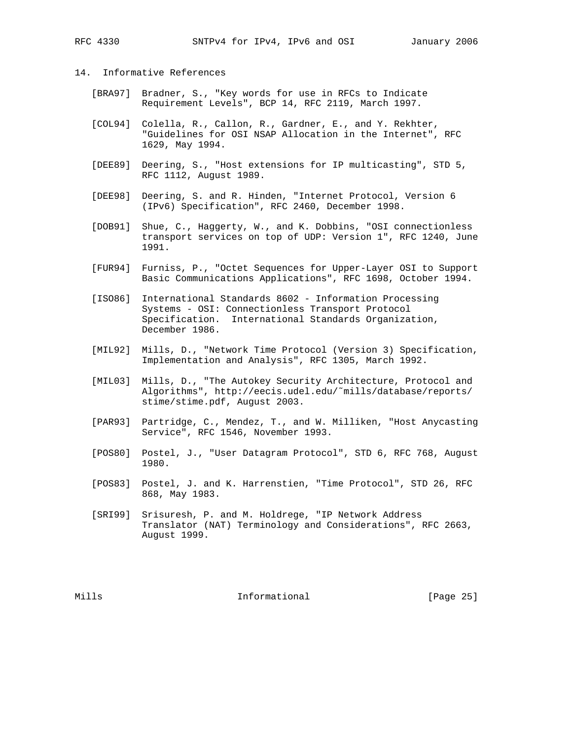## 14. Informative References

[BRA97] Bradner, S., "Key words for use in RFCs to Indicate Requirement Levels", BCP 14, RFC 2119, March 1997.

[COL94] Colella, R., Callon, R., Gardner, E., and Y. Rekhter, "Guidelines for OSI NSAP Allocation in the Internet", RFC 1629, May 1994.

[DEE89] Deering, S., "Host extensions for IP multicasting", STD 5, RFC 1112, August 1989.

[DEE98] Deering, S. and R. Hinden, "Internet Protocol, Version 6 (IPv6) Specification", RFC 2460, December 1998.

[DOB91] Shue, C., Haggerty, W., and K. Dobbins, "OSI connectionless transport services on top of UDP: Version 1", RFC 1240, June 1991.

[FUR94] Furniss, P., "Octet Sequences for Upper-Layer OSI to Support Basic Communications Applications", RFC 1698, October 1994.

[ISO86] International Standards 8602 - Information Processing Systems - OSI: Connectionless Transport Protocol Specification. International Standards Organization, December 1986.

[MIL92] Mills, D., "Network Time Protocol (Version 3) Specification, Implementation and Analysis", RFC 1305, March 1992.

[MIL03] Mills, D., "The Autokey Security Architecture, Protocol and Algorithms", http://eecis.udel.edu/~mills/database/reports/stime/stime.pdf, August 2003.

[PAR93] Partridge, C., Mendez, T., and W. Milliken, "Host Anycasting Service", RFC 1546, November 1993.

[POS80] Postel, J., "User Datagram Protocol", STD 6, RFC 768, August 1980.

[POS83] Postel, J. and K. Harrenstien, "Time Protocol", STD 26, RFC 868, May 1983.

[SRI99] Srisuresh, P. and M. Holdrege, "IP Network Address Translator (NAT) Terminology and Considerations", RFC 2663, August 1999.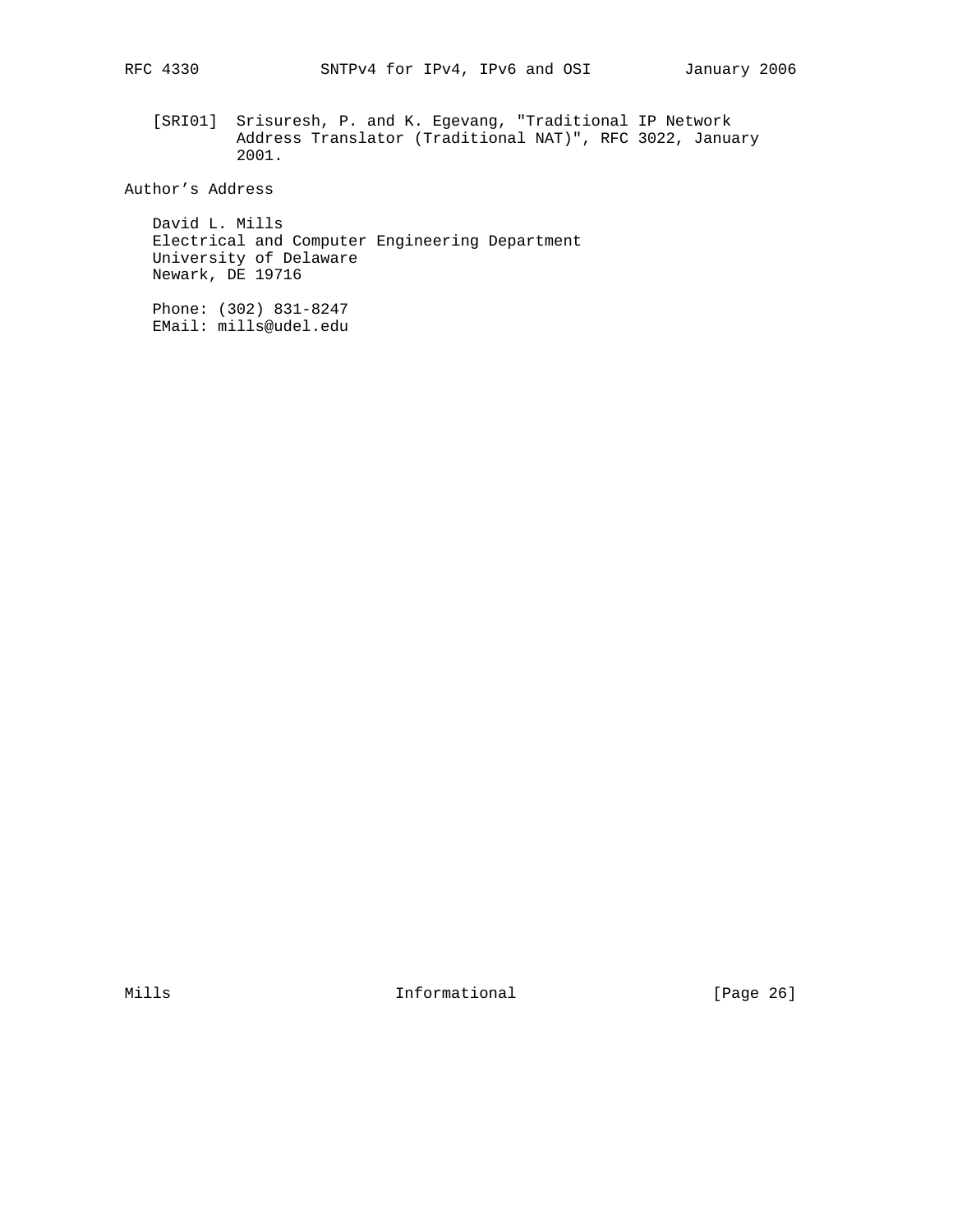[SRI01] Srisuresh, P. and K. Egevang, "Traditional IP Network Address Translator (Traditional NAT)", RFC 3022, January 2001.

## Author's Address

David L. Mills
Electrical and Computer Engineering Department
University of Delaware
Newark, DE 19716

Phone: (302) 831-8247
EMail: mills@udel.edu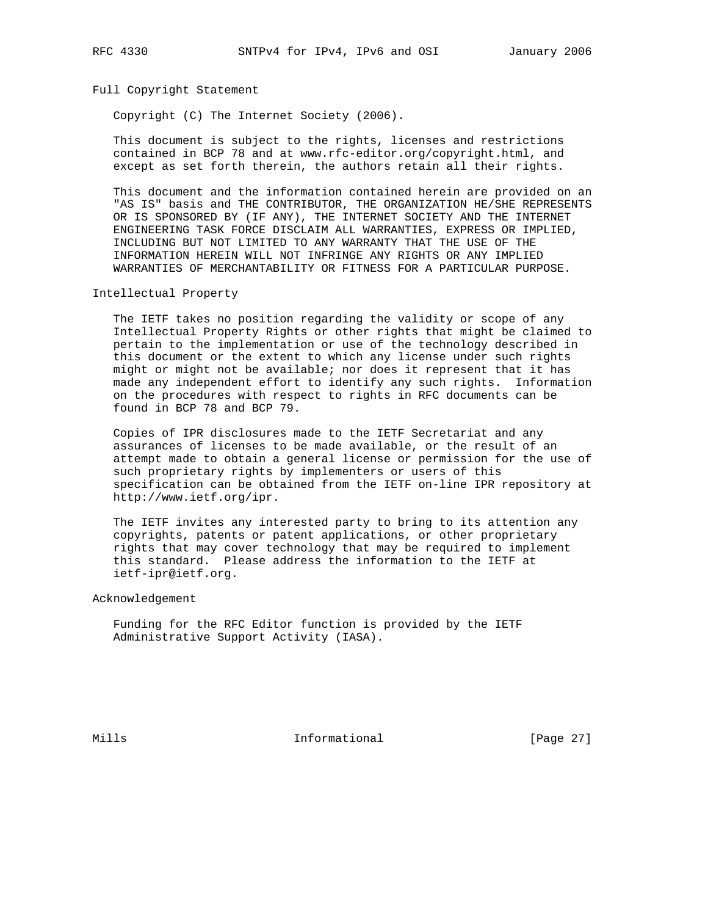## Full Copyright Statement

Copyright (C) The Internet Society (2006).

This document is subject to the rights, licenses and restrictions contained in BCP 78 and at www.rfc-editor.org/copyright.html, and except as set forth therein, the authors retain all their rights.

This document and the information contained herein are provided on an "AS IS" basis and THE CONTRIBUTOR, THE ORGANIZATION HE/SHE REPRESENTS OR IS SPONSORED BY (IF ANY), THE INTERNET SOCIETY AND THE INTERNET ENGINEERING TASK FORCE DISCLAIM ALL WARRANTIES, EXPRESS OR IMPLIED, INCLUDING BUT NOT LIMITED TO ANY WARRANTY THAT THE USE OF THE INFORMATION HEREIN WILL NOT INFRINGE ANY RIGHTS OR ANY IMPLIED WARRANTIES OF MERCHANTABILITY OR FITNESS FOR A PARTICULAR PURPOSE.

## Intellectual Property

The IETF takes no position regarding the validity or scope of any Intellectual Property Rights or other rights that might be claimed to pertain to the implementation or use of the technology described in this document or the extent to which any license under such rights might or might not be available; nor does it represent that it has made any independent effort to identify any such rights. Information on the procedures with respect to rights in RFC documents can be found in BCP 78 and BCP 79.

Copies of IPR disclosures made to the IETF Secretariat and any assurances of licenses to be made available, or the result of an attempt made to obtain a general license or permission for the use of such proprietary rights by implementers or users of this specification can be obtained from the IETF on-line IPR repository at http://www.ietf.org/ipr.

The IETF invites any interested party to bring to its attention any copyrights, patents or patent applications, or other proprietary rights that may cover technology that may be required to implement this standard. Please address the information to the IETF at ietf-ipr@ietf.org.

## Acknowledgement

Funding for the RFC Editor function is provided by the IETF Administrative Support Activity (IASA).